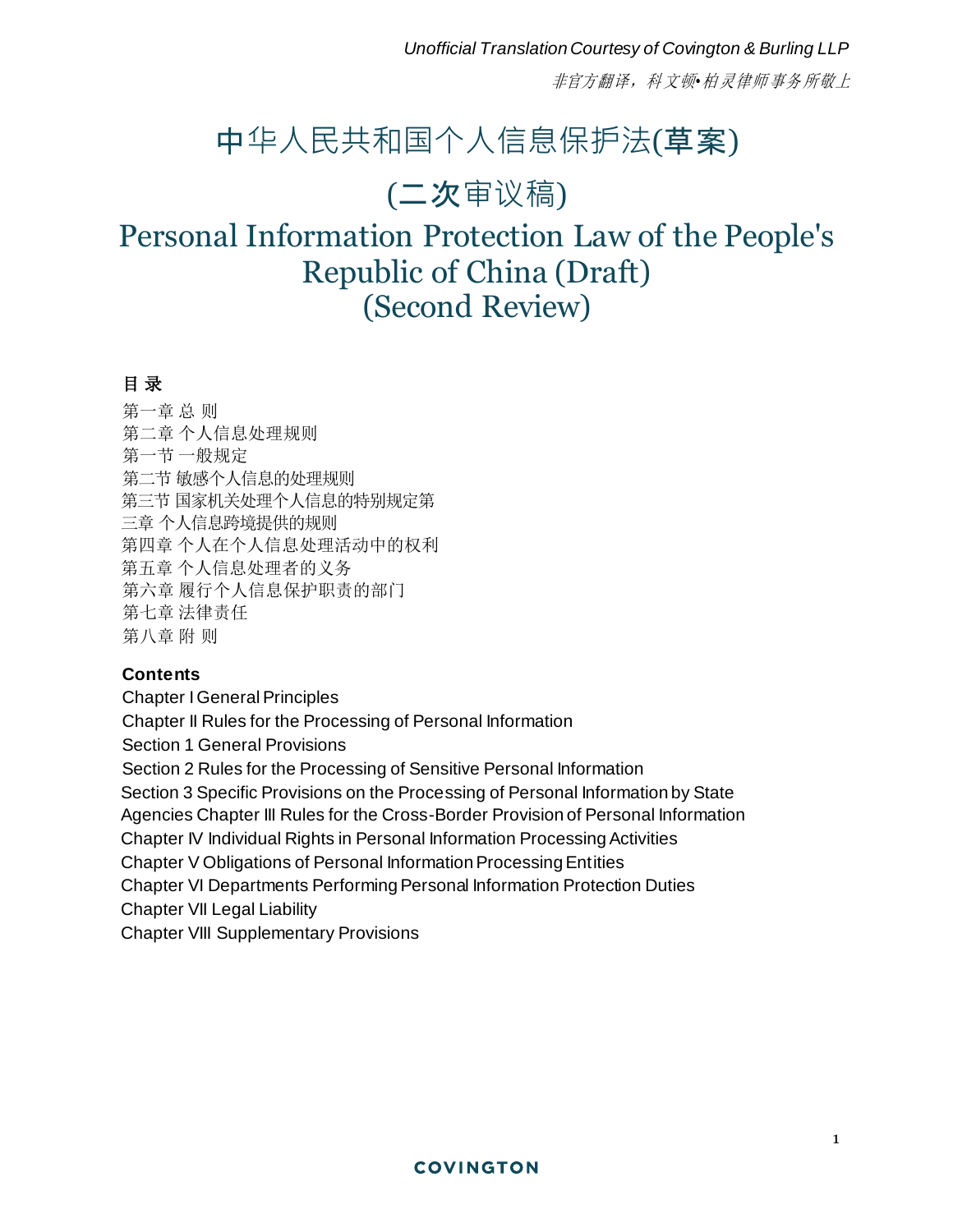*Unofficial Translation Courtesy of Covington & Burling LLP*

*非官方翻译，科文顿•柏灵律师事务所敬上*

# 中华人民共和国个人信息保护法(草案)

# (二次审议稿)

# Personal Information Protection Law of the People's Republic of China (Draft) (Second Review)

**目 录**

第一章 总 则
第二章 个人信息处理规则
第一节 一般规定
第二节 敏感个人信息的处理规则
第三节 国家机关处理个人信息的特别规定第
三章 个人信息跨境提供的规则
第四章 个人在个人信息处理活动中的权利
第五章 个人信息处理者的义务
第六章 履行个人信息保护职责的部门
第七章 法律责任
第八章 附 则

**Contents**

Chapter I General Principles
Chapter II Rules for the Processing of Personal Information
Section 1 General Provisions
Section 2 Rules for the Processing of Sensitive Personal Information
Section 3 Specific Provisions on the Processing of Personal Information by State Agencies Chapter III Rules for the Cross-Border Provision of Personal Information
Chapter IV Individual Rights in Personal Information Processing Activities
Chapter V Obligations of Personal Information Processing Entities
Chapter VI Departments Performing Personal Information Protection Duties
Chapter VII Legal Liability
Chapter VIII Supplementary Provisions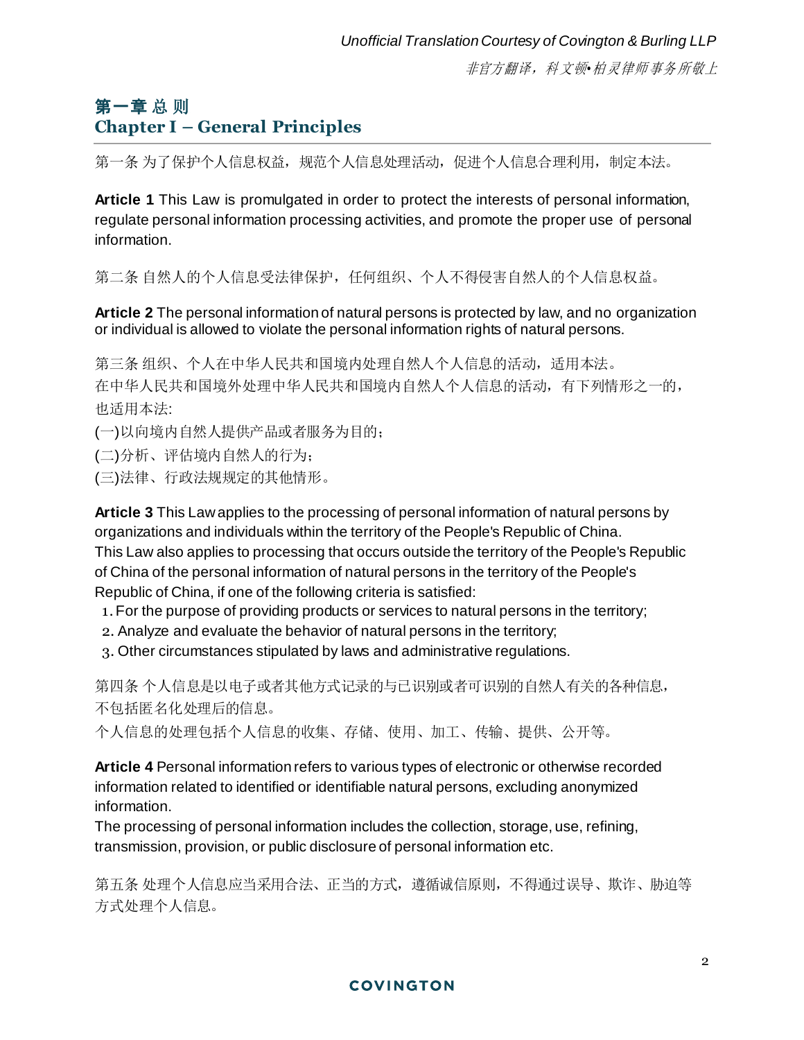# 第一章 总 则
# Chapter I – General Principles

第一条 为了保护个人信息权益，规范个人信息处理活动，促进个人信息合理利用，制定本法。

**Article 1** This Law is promulgated in order to protect the interests of personal information, regulate personal information processing activities, and promote the proper use of personal information.

第二条 自然人的个人信息受法律保护，任何组织、个人不得侵害自然人的个人信息权益。

**Article 2** The personal information of natural persons is protected by law, and no organization or individual is allowed to violate the personal information rights of natural persons.

第三条 组织、个人在中华人民共和国境内处理自然人个人信息的活动，适用本法。
在中华人民共和国境外处理中华人民共和国境内自然人个人信息的活动，有下列情形之一的，也适用本法:
(一)以向境内自然人提供产品或者服务为目的；
(二)分析、评估境内自然人的行为；
(三)法律、行政法规规定的其他情形。

**Article 3** This Law applies to the processing of personal information of natural persons by organizations and individuals within the territory of the People's Republic of China.
This Law also applies to processing that occurs outside the territory of the People's Republic of China of the personal information of natural persons in the territory of the People's Republic of China, if one of the following criteria is satisfied:

1. For the purpose of providing products or services to natural persons in the territory;
2. Analyze and evaluate the behavior of natural persons in the territory;
3. Other circumstances stipulated by laws and administrative regulations.

第四条 个人信息是以电子或者其他方式记录的与已识别或者可识别的自然人有关的各种信息，不包括匿名化处理后的信息。
个人信息的处理包括个人信息的收集、存储、使用、加工、传输、提供、公开等。

**Article 4** Personal information refers to various types of electronic or otherwise recorded information related to identified or identifiable natural persons, excluding anonymized information.
The processing of personal information includes the collection, storage, use, refining, transmission, provision, or public disclosure of personal information etc.

第五条 处理个人信息应当采用合法、正当的方式，遵循诚信原则，不得通过误导、欺诈、胁迫等方式处理个人信息。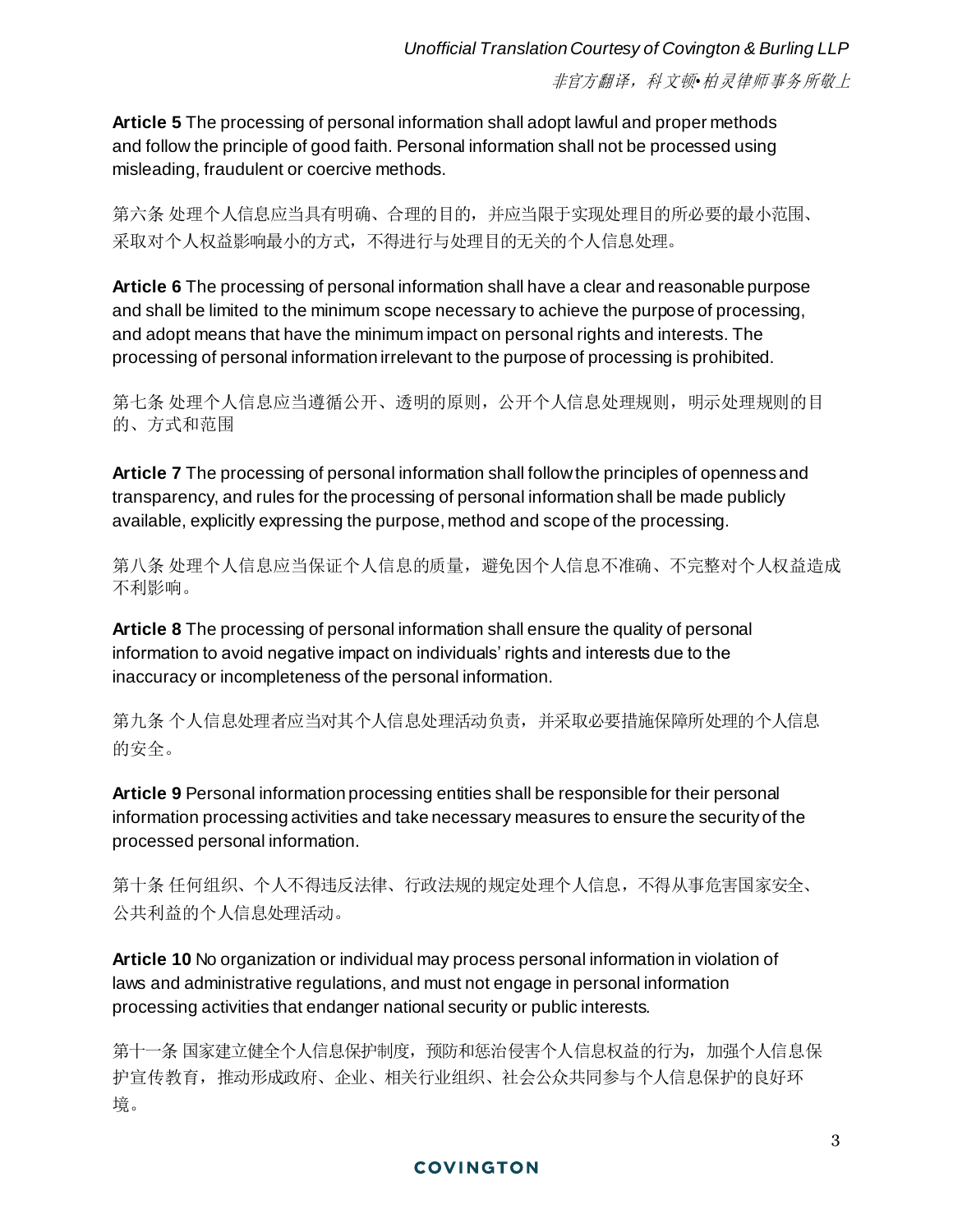**Article 5** The processing of personal information shall adopt lawful and proper methods and follow the principle of good faith. Personal information shall not be processed using misleading, fraudulent or coercive methods.

第六条 处理个人信息应当具有明确、合理的目的，并应当限于实现处理目的所必要的最小范围、采取对个人权益影响最小的方式，不得进行与处理目的无关的个人信息处理。

**Article 6** The processing of personal information shall have a clear and reasonable purpose and shall be limited to the minimum scope necessary to achieve the purpose of processing, and adopt means that have the minimum impact on personal rights and interests. The processing of personal information irrelevant to the purpose of processing is prohibited.

第七条 处理个人信息应当遵循公开、透明的原则，公开个人信息处理规则，明示处理规则的目的、方式和范围

**Article 7** The processing of personal information shall follow the principles of openness and transparency, and rules for the processing of personal information shall be made publicly available, explicitly expressing the purpose, method and scope of the processing.

第八条 处理个人信息应当保证个人信息的质量，避免因个人信息不准确、不完整对个人权益造成不利影响。

**Article 8** The processing of personal information shall ensure the quality of personal information to avoid negative impact on individuals' rights and interests due to the inaccuracy or incompleteness of the personal information.

第九条 个人信息处理者应当对其个人信息处理活动负责，并采取必要措施保障所处理的个人信息的安全。

**Article 9** Personal information processing entities shall be responsible for their personal information processing activities and take necessary measures to ensure the security of the processed personal information.

第十条 任何组织、个人不得违反法律、行政法规的规定处理个人信息，不得从事危害国家安全、公共利益的个人信息处理活动。

**Article 10** No organization or individual may process personal information in violation of laws and administrative regulations, and must not engage in personal information processing activities that endanger national security or public interests.

第十一条 国家建立健全个人信息保护制度，预防和惩治侵害个人信息权益的行为，加强个人信息保护宣传教育，推动形成政府、企业、相关行业组织、社会公众共同参与个人信息保护的良好环境。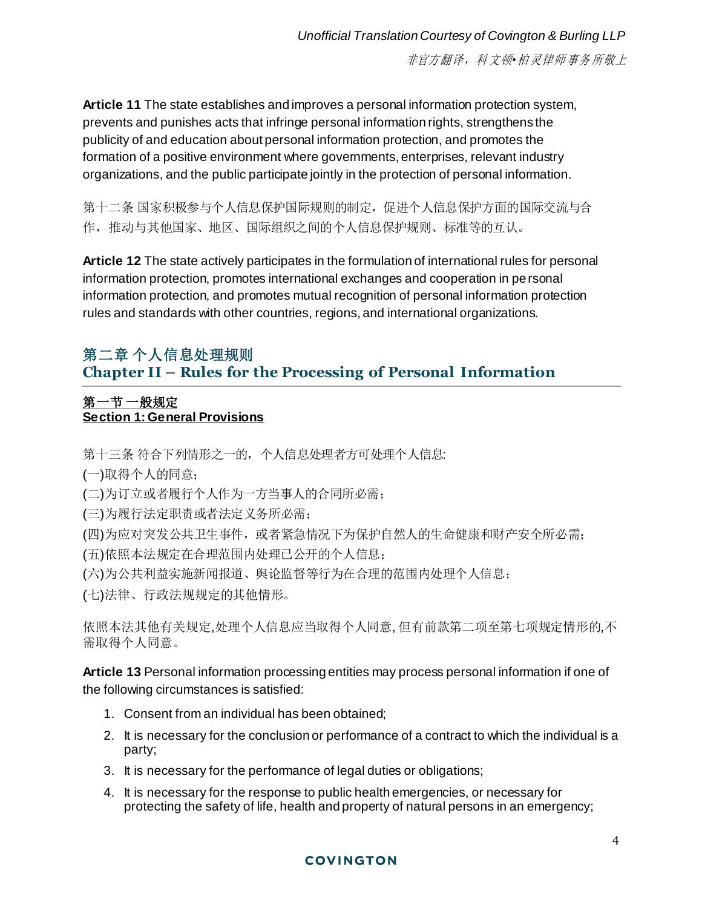**Article 11** The state establishes and improves a personal information protection system, prevents and punishes acts that infringe personal information rights, strengthens the publicity of and education about personal information protection, and promotes the formation of a positive environment where governments, enterprises, relevant industry organizations, and the public participate jointly in the protection of personal information.

第十二条 国家积极参与个人信息保护国际规则的制定，促进个人信息保护方面的国际交流与合作，推动与其他国家、地区、国际组织之间的个人信息保护规则、标准等的互认。

**Article 12** The state actively participates in the formulation of international rules for personal information protection, promotes international exchanges and cooperation in personal information protection, and promotes mutual recognition of personal information protection rules and standards with other countries, regions, and international organizations.

## 第二章 个人信息处理规则
## Chapter II – Rules for the Processing of Personal Information

### 第一节 一般规定
### Section 1: General Provisions

第十三条 符合下列情形之一的，个人信息处理者方可处理个人信息:

(一)取得个人的同意；

(二)为订立或者履行个人作为一方当事人的合同所必需；

(三)为履行法定职责或者法定义务所必需；

(四)为应对突发公共卫生事件，或者紧急情况下为保护自然人的生命健康和财产安全所必需；

(五)依照本法规定在合理范围内处理已公开的个人信息；

(六)为公共利益实施新闻报道、舆论监督等行为在合理的范围内处理个人信息；

(七)法律、行政法规规定的其他情形。

依照本法其他有关规定,处理个人信息应当取得个人同意, 但有前款第二项至第七项规定情形的,不需取得个人同意。

**Article 13** Personal information processing entities may process personal information if one of the following circumstances is satisfied:

1. Consent from an individual has been obtained;
2. It is necessary for the conclusion or performance of a contract to which the individual is a party;
3. It is necessary for the performance of legal duties or obligations;
4. It is necessary for the response to public health emergencies, or necessary for protecting the safety of life, health and property of natural persons in an emergency;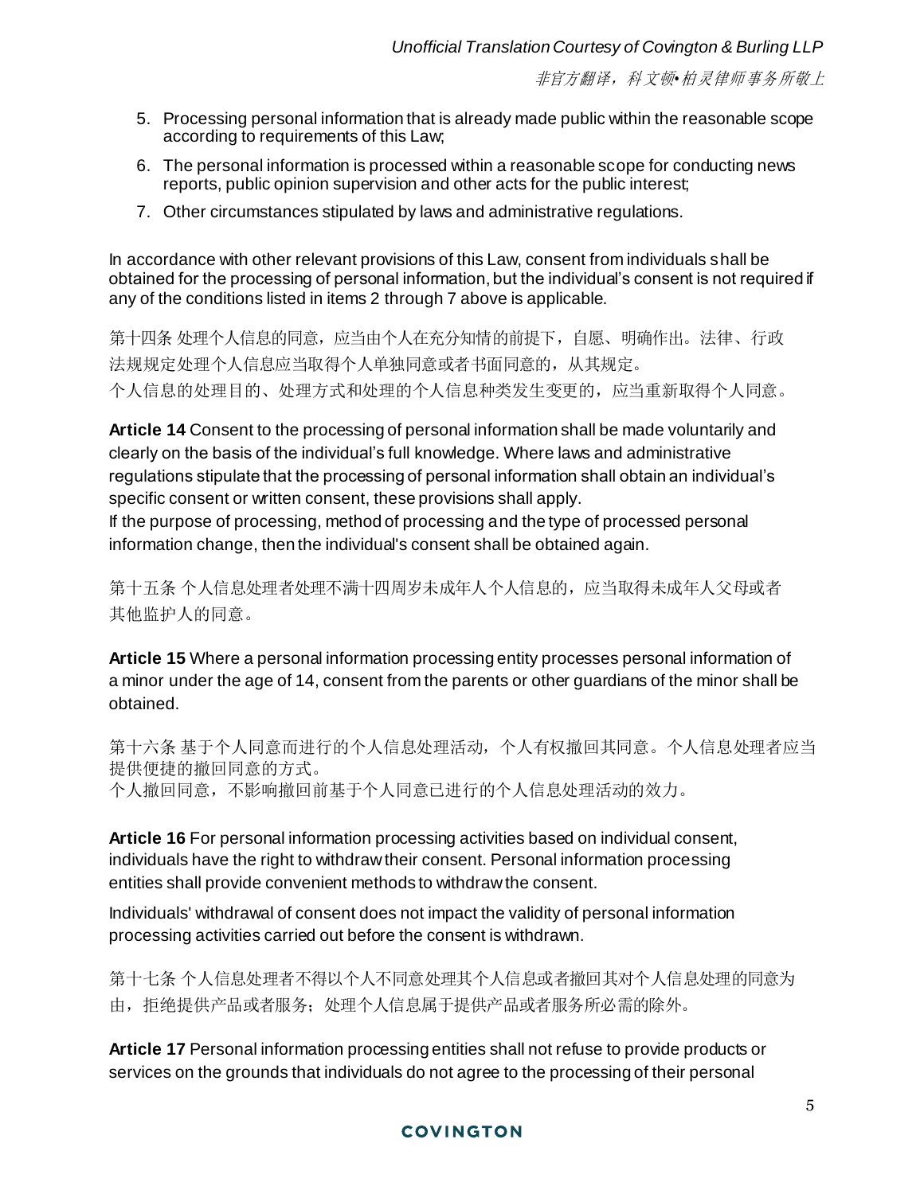5. Processing personal information that is already made public within the reasonable scope according to requirements of this Law;
6. The personal information is processed within a reasonable scope for conducting news reports, public opinion supervision and other acts for the public interest;
7. Other circumstances stipulated by laws and administrative regulations.

In accordance with other relevant provisions of this Law, consent from individuals shall be obtained for the processing of personal information, but the individual's consent is not required if any of the conditions listed in items 2 through 7 above is applicable.

第十四条 处理个人信息的同意，应当由个人在充分知情的前提下，自愿、明确作出。法律、行政法规规定处理个人信息应当取得个人单独同意或者书面同意的，从其规定。
个人信息的处理目的、处理方式和处理的个人信息种类发生变更的，应当重新取得个人同意。

**Article 14** Consent to the processing of personal information shall be made voluntarily and clearly on the basis of the individual's full knowledge. Where laws and administrative regulations stipulate that the processing of personal information shall obtain an individual's specific consent or written consent, these provisions shall apply.
If the purpose of processing, method of processing and the type of processed personal information change, then the individual's consent shall be obtained again.

第十五条 个人信息处理者处理不满十四周岁未成年人个人信息的，应当取得未成年人父母或者其他监护人的同意。

**Article 15** Where a personal information processing entity processes personal information of a minor under the age of 14, consent from the parents or other guardians of the minor shall be obtained.

第十六条 基于个人同意而进行的个人信息处理活动，个人有权撤回其同意。个人信息处理者应当提供便捷的撤回同意的方式。
个人撤回同意，不影响撤回前基于个人同意已进行的个人信息处理活动的效力。

**Article 16** For personal information processing activities based on individual consent, individuals have the right to withdraw their consent. Personal information processing entities shall provide convenient methods to withdraw the consent.

Individuals' withdrawal of consent does not impact the validity of personal information processing activities carried out before the consent is withdrawn.

第十七条 个人信息处理者不得以个人不同意处理其个人信息或者撤回其对个人信息处理的同意为由，拒绝提供产品或者服务；处理个人信息属于提供产品或者服务所必需的除外。

**Article 17** Personal information processing entities shall not refuse to provide products or services on the grounds that individuals do not agree to the processing of their personal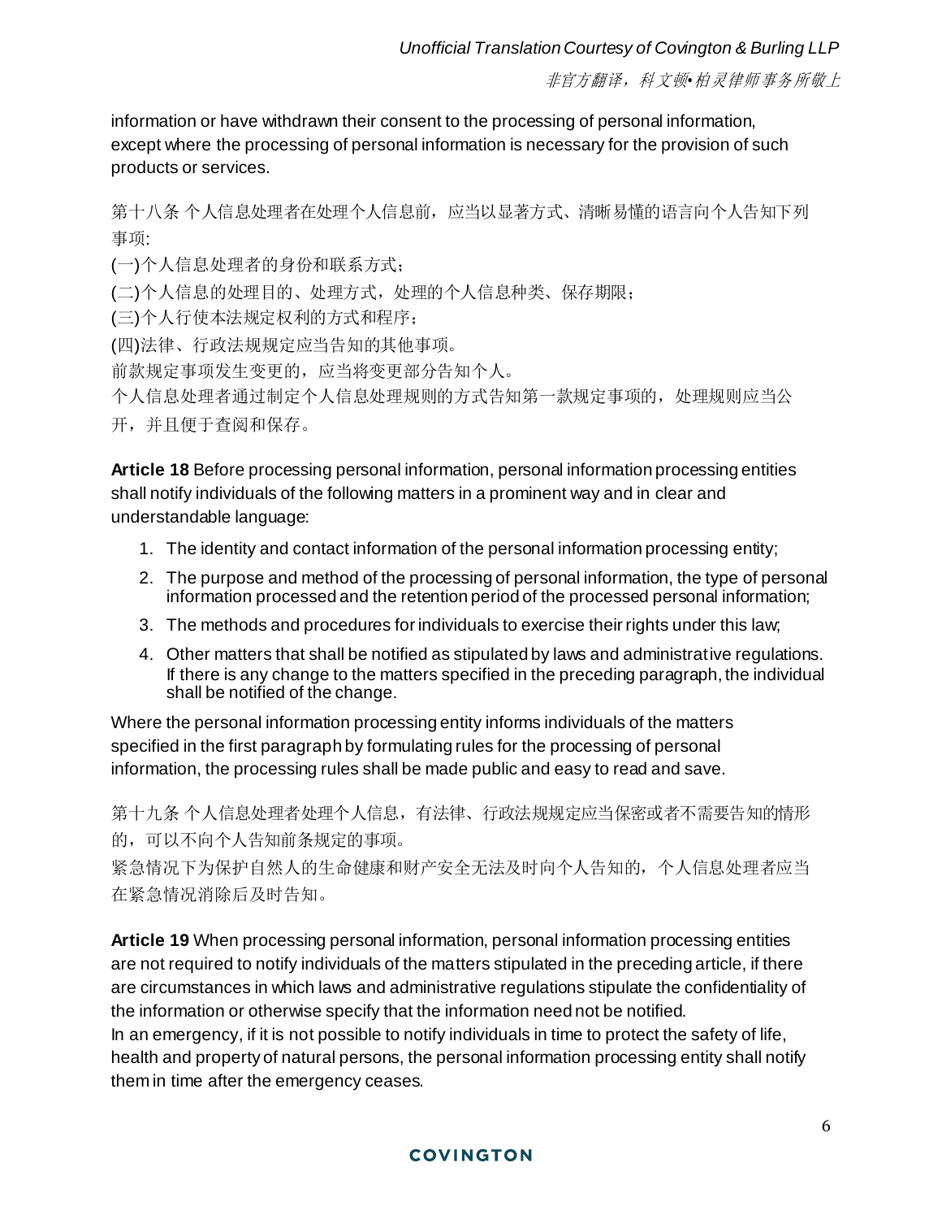information or have withdrawn their consent to the processing of personal information, except where the processing of personal information is necessary for the provision of such products or services.

第十八条 个人信息处理者在处理个人信息前，应当以显著方式、清晰易懂的语言向个人告知下列事项:

(一)个人信息处理者的身份和联系方式；

(二)个人信息的处理目的、处理方式，处理的个人信息种类、保存期限；

(三)个人行使本法规定权利的方式和程序；

(四)法律、行政法规规定应当告知的其他事项。

前款规定事项发生变更的，应当将变更部分告知个人。

个人信息处理者通过制定个人信息处理规则的方式告知第一款规定事项的，处理规则应当公开，并且便于查阅和保存。

**Article 18** Before processing personal information, personal information processing entities shall notify individuals of the following matters in a prominent way and in clear and understandable language:

1. The identity and contact information of the personal information processing entity;
2. The purpose and method of the processing of personal information, the type of personal information processed and the retention period of the processed personal information;
3. The methods and procedures for individuals to exercise their rights under this law;
4. Other matters that shall be notified as stipulated by laws and administrative regulations. If there is any change to the matters specified in the preceding paragraph, the individual shall be notified of the change.

Where the personal information processing entity informs individuals of the matters specified in the first paragraph by formulating rules for the processing of personal information, the processing rules shall be made public and easy to read and save.

第十九条 个人信息处理者处理个人信息，有法律、行政法规规定应当保密或者不需要告知的情形的，可以不向个人告知前条规定的事项。

紧急情况下为保护自然人的生命健康和财产安全无法及时向个人告知的，个人信息处理者应当在紧急情况消除后及时告知。

**Article 19** When processing personal information, personal information processing entities are not required to notify individuals of the matters stipulated in the preceding article, if there are circumstances in which laws and administrative regulations stipulate the confidentiality of the information or otherwise specify that the information need not be notified.
In an emergency, if it is not possible to notify individuals in time to protect the safety of life, health and property of natural persons, the personal information processing entity shall notify them in time after the emergency ceases.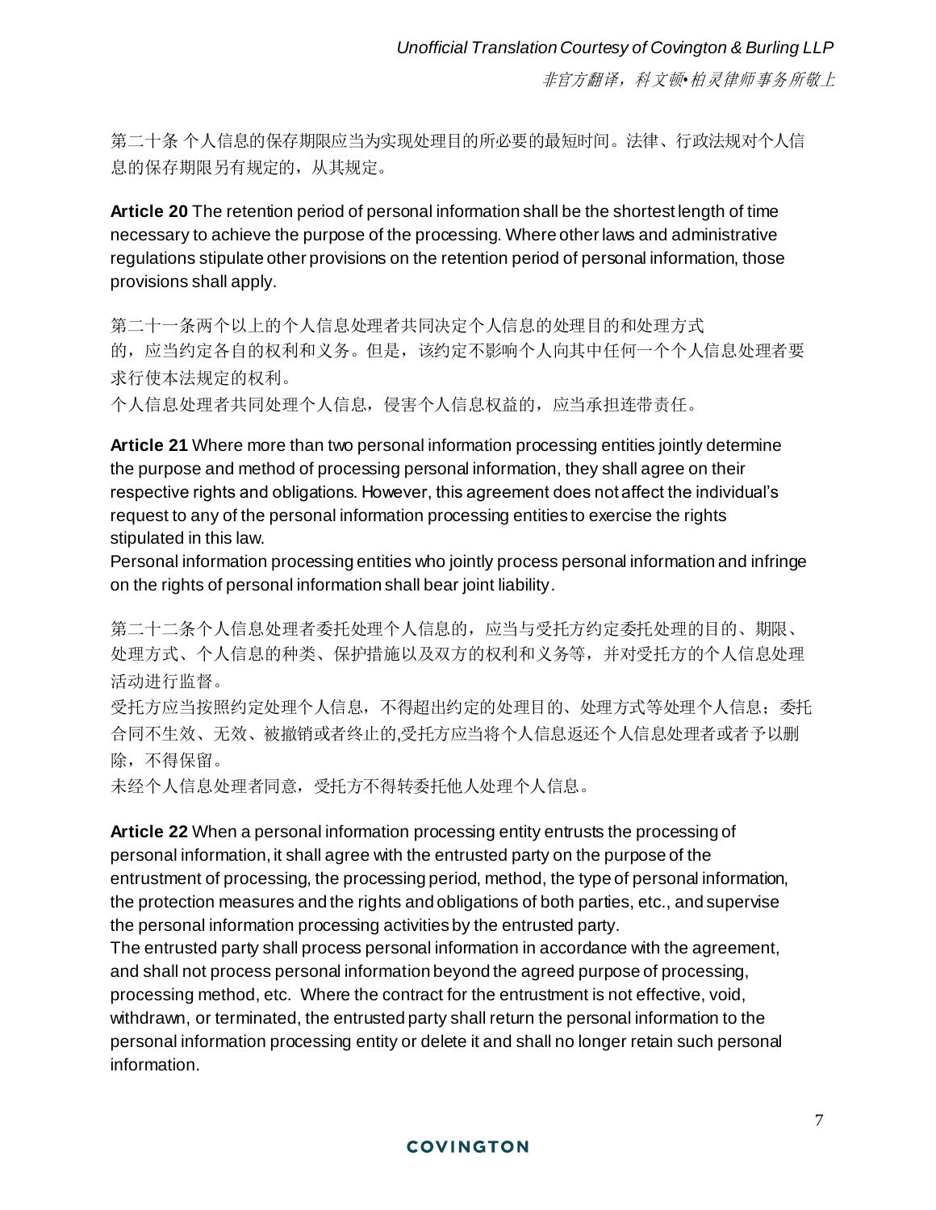第二十条 个人信息的保存期限应当为实现处理目的所必要的最短时间。法律、行政法规对个人信息的保存期限另有规定的，从其规定。

**Article 20** The retention period of personal information shall be the shortest length of time necessary to achieve the purpose of the processing. Where other laws and administrative regulations stipulate other provisions on the retention period of personal information, those provisions shall apply.

第二十一条两个以上的个人信息处理者共同决定个人信息的处理目的和处理方式的，应当约定各自的权利和义务。但是，该约定不影响个人向其中任何一个个人信息处理者要求行使本法规定的权利。

个人信息处理者共同处理个人信息，侵害个人信息权益的，应当承担连带责任。

**Article 21** Where more than two personal information processing entities jointly determine the purpose and method of processing personal information, they shall agree on their respective rights and obligations. However, this agreement does not affect the individual's request to any of the personal information processing entities to exercise the rights stipulated in this law.

Personal information processing entities who jointly process personal information and infringe on the rights of personal information shall bear joint liability.

第二十二条个人信息处理者委托处理个人信息的，应当与受托方约定委托处理的目的、期限、处理方式、个人信息的种类、保护措施以及双方的权利和义务等，并对受托方的个人信息处理活动进行监督。

受托方应当按照约定处理个人信息，不得超出约定的处理目的、处理方式等处理个人信息；委托合同不生效、无效、被撤销或者终止的,受托方应当将个人信息返还个人信息处理者或者予以删除，不得保留。

未经个人信息处理者同意，受托方不得转委托他人处理个人信息。

**Article 22** When a personal information processing entity entrusts the processing of personal information, it shall agree with the entrusted party on the purpose of the entrustment of processing, the processing period, method, the type of personal information, the protection measures and the rights and obligations of both parties, etc., and supervise the personal information processing activities by the entrusted party.

The entrusted party shall process personal information in accordance with the agreement, and shall not process personal information beyond the agreed purpose of processing, processing method, etc. Where the contract for the entrustment is not effective, void, withdrawn, or terminated, the entrusted party shall return the personal information to the personal information processing entity or delete it and shall no longer retain such personal information.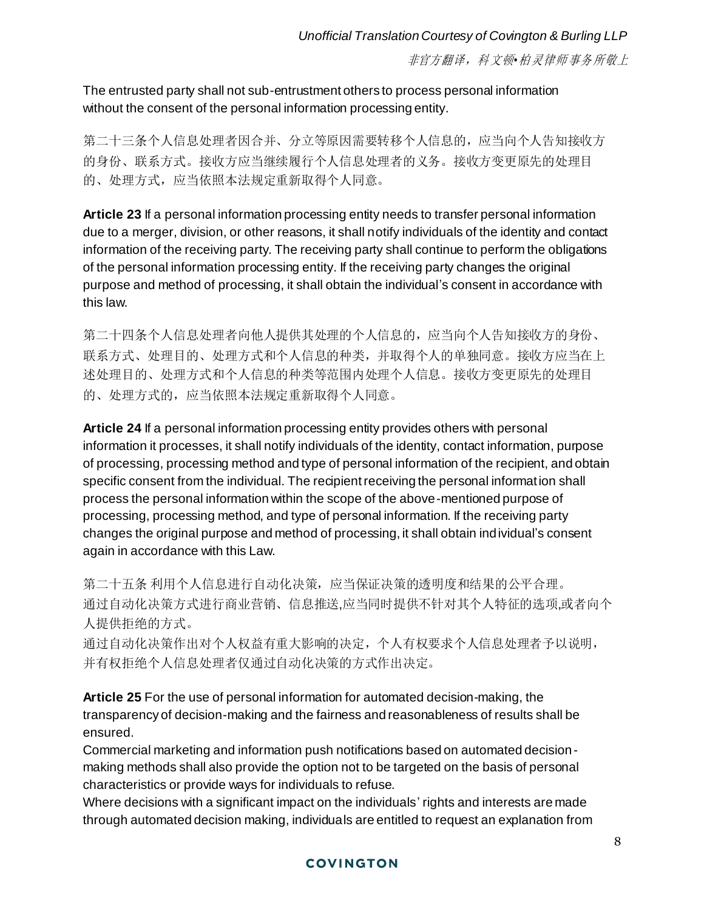The entrusted party shall not sub-entrustment others to process personal information without the consent of the personal information processing entity.

第二十三条个人信息处理者因合并、分立等原因需要转移个人信息的，应当向个人告知接收方的身份、联系方式。接收方应当继续履行个人信息处理者的义务。接收方变更原先的处理目的、处理方式，应当依照本法规定重新取得个人同意。

**Article 23** If a personal information processing entity needs to transfer personal information due to a merger, division, or other reasons, it shall notify individuals of the identity and contact information of the receiving party. The receiving party shall continue to perform the obligations of the personal information processing entity. If the receiving party changes the original purpose and method of processing, it shall obtain the individual's consent in accordance with this law.

第二十四条个人信息处理者向他人提供其处理的个人信息的，应当向个人告知接收方的身份、联系方式、处理目的、处理方式和个人信息的种类，并取得个人的单独同意。接收方应当在上述处理目的、处理方式和个人信息的种类等范围内处理个人信息。接收方变更原先的处理目的、处理方式的，应当依照本法规定重新取得个人同意。

**Article 24** If a personal information processing entity provides others with personal information it processes, it shall notify individuals of the identity, contact information, purpose of processing, processing method and type of personal information of the recipient, and obtain specific consent from the individual. The recipient receiving the personal information shall process the personal information within the scope of the above-mentioned purpose of processing, processing method, and type of personal information. If the receiving party changes the original purpose and method of processing, it shall obtain individual's consent again in accordance with this Law.

第二十五条 利用个人信息进行自动化决策，应当保证决策的透明度和结果的公平合理。
通过自动化决策方式进行商业营销、信息推送,应当同时提供不针对其个人特征的选项,或者向个人提供拒绝的方式。
通过自动化决策作出对个人权益有重大影响的决定，个人有权要求个人信息处理者予以说明，并有权拒绝个人信息处理者仅通过自动化决策的方式作出决定。

**Article 25** For the use of personal information for automated decision-making, the transparency of decision-making and the fairness and reasonableness of results shall be ensured.
Commercial marketing and information push notifications based on automated decision-making methods shall also provide the option not to be targeted on the basis of personal characteristics or provide ways for individuals to refuse.
Where decisions with a significant impact on the individuals' rights and interests are made through automated decision making, individuals are entitled to request an explanation from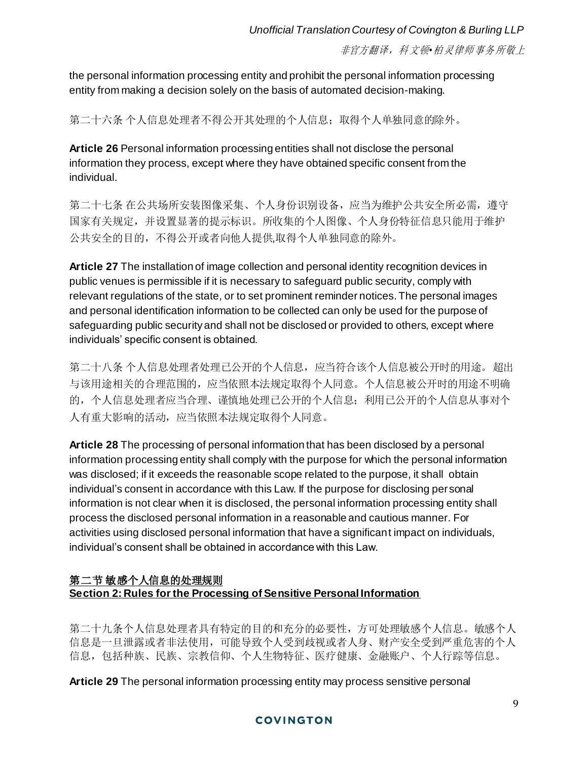the personal information processing entity and prohibit the personal information processing entity from making a decision solely on the basis of automated decision-making.

第二十六条 个人信息处理者不得公开其处理的个人信息；取得个人单独同意的除外。

**Article 26** Personal information processing entities shall not disclose the personal information they process, except where they have obtained specific consent from the individual.

第二十七条 在公共场所安装图像采集、个人身份识别设备，应当为维护公共安全所必需，遵守国家有关规定，并设置显著的提示标识。所收集的个人图像、个人身份特征信息只能用于维护公共安全的目的，不得公开或者向他人提供,取得个人单独同意的除外。

**Article 27** The installation of image collection and personal identity recognition devices in public venues is permissible if it is necessary to safeguard public security, comply with relevant regulations of the state, or to set prominent reminder notices. The personal images and personal identification information to be collected can only be used for the purpose of safeguarding public security and shall not be disclosed or provided to others, except where individuals' specific consent is obtained.

第二十八条 个人信息处理者处理已公开的个人信息，应当符合该个人信息被公开时的用途。超出与该用途相关的合理范围的，应当依照本法规定取得个人同意。个人信息被公开时的用途不明确的，个人信息处理者应当合理、谨慎地处理已公开的个人信息；利用已公开的个人信息从事对个人有重大影响的活动，应当依照本法规定取得个人同意。

**Article 28** The processing of personal information that has been disclosed by a personal information processing entity shall comply with the purpose for which the personal information was disclosed; if it exceeds the reasonable scope related to the purpose, it shall obtain individual's consent in accordance with this Law. If the purpose for disclosing personal information is not clear when it is disclosed, the personal information processing entity shall process the disclosed personal information in a reasonable and cautious manner. For activities using disclosed personal information that have a significant impact on individuals, individual's consent shall be obtained in accordance with this Law.

## 第二节 敏感个人信息的处理规则
## Section 2: Rules for the Processing of Sensitive Personal Information

第二十九条个人信息处理者具有特定的目的和充分的必要性，方可处理敏感个人信息。敏感个人信息是一旦泄露或者非法使用，可能导致个人受到歧视或者人身、财产安全受到严重危害的个人信息，包括种族、民族、宗教信仰、个人生物特征、医疗健康、金融账户、个人行踪等信息。

**Article 29** The personal information processing entity may process sensitive personal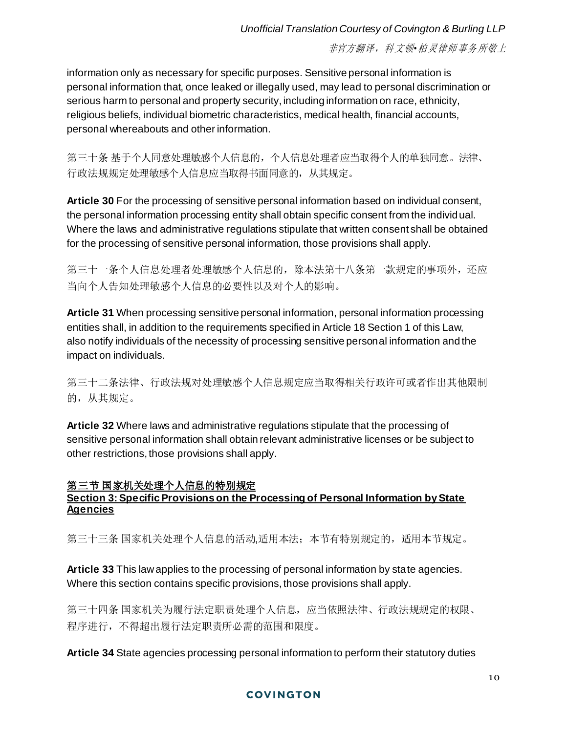information only as necessary for specific purposes. Sensitive personal information is personal information that, once leaked or illegally used, may lead to personal discrimination or serious harm to personal and property security, including information on race, ethnicity, religious beliefs, individual biometric characteristics, medical health, financial accounts, personal whereabouts and other information.

第三十条 基于个人同意处理敏感个人信息的，个人信息处理者应当取得个人的单独同意。法律、行政法规规定处理敏感个人信息应当取得书面同意的，从其规定。

**Article 30** For the processing of sensitive personal information based on individual consent, the personal information processing entity shall obtain specific consent from the individual. Where the laws and administrative regulations stipulate that written consent shall be obtained for the processing of sensitive personal information, those provisions shall apply.

第三十一条个人信息处理者处理敏感个人信息的，除本法第十八条第一款规定的事项外，还应当向个人告知处理敏感个人信息的必要性以及对个人的影响。

**Article 31** When processing sensitive personal information, personal information processing entities shall, in addition to the requirements specified in Article 18 Section 1 of this Law, also notify individuals of the necessity of processing sensitive personal information and the impact on individuals.

第三十二条法律、行政法规对处理敏感个人信息规定应当取得相关行政许可或者作出其他限制的，从其规定。

**Article 32** Where laws and administrative regulations stipulate that the processing of sensitive personal information shall obtain relevant administrative licenses or be subject to other restrictions, those provisions shall apply.

## <u>第三节 国家机关处理个人信息的特别规定</u>
## <u>Section 3: Specific Provisions on the Processing of Personal Information by State Agencies</u>

第三十三条 国家机关处理个人信息的活动,适用本法；本节有特别规定的，适用本节规定。

**Article 33** This law applies to the processing of personal information by state agencies. Where this section contains specific provisions, those provisions shall apply.

第三十四条 国家机关为履行法定职责处理个人信息，应当依照法律、行政法规规定的权限、程序进行，不得超出履行法定职责所必需的范围和限度。

**Article 34** State agencies processing personal information to perform their statutory duties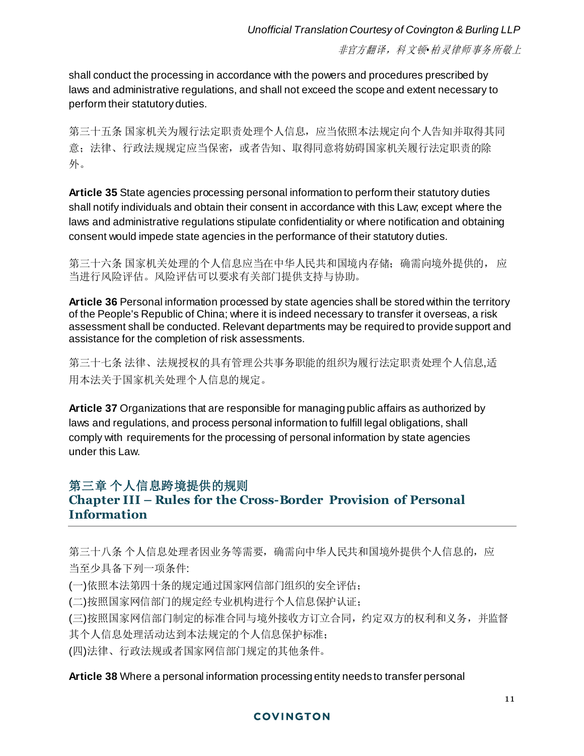shall conduct the processing in accordance with the powers and procedures prescribed by laws and administrative regulations, and shall not exceed the scope and extent necessary to perform their statutory duties.

第三十五条 国家机关为履行法定职责处理个人信息，应当依照本法规定向个人告知并取得其同意；法律、行政法规规定应当保密，或者告知、取得同意将妨碍国家机关履行法定职责的除外。

**Article 35** State agencies processing personal information to perform their statutory duties shall notify individuals and obtain their consent in accordance with this Law; except where the laws and administrative regulations stipulate confidentiality or where notification and obtaining consent would impede state agencies in the performance of their statutory duties.

第三十六条 国家机关处理的个人信息应当在中华人民共和国境内存储；确需向境外提供的， 应当进行风险评估。风险评估可以要求有关部门提供支持与协助。

**Article 36** Personal information processed by state agencies shall be stored within the territory of the People's Republic of China; where it is indeed necessary to transfer it overseas, a risk assessment shall be conducted. Relevant departments may be required to provide support and assistance for the completion of risk assessments.

第三十七条 法律、法规授权的具有管理公共事务职能的组织为履行法定职责处理个人信息,适用本法关于国家机关处理个人信息的规定。

**Article 37** Organizations that are responsible for managing public affairs as authorized by laws and regulations, and process personal information to fulfill legal obligations, shall comply with requirements for the processing of personal information by state agencies under this Law.

## 第三章 个人信息跨境提供的规则
## Chapter III – Rules for the Cross-Border Provision of Personal Information

第三十八条 个人信息处理者因业务等需要，确需向中华人民共和国境外提供个人信息的，应当至少具备下列一项条件:

(一)依照本法第四十条的规定通过国家网信部门组织的安全评估；

(二)按照国家网信部门的规定经专业机构进行个人信息保护认证；

(三)按照国家网信部门制定的标准合同与境外接收方订立合同，约定双方的权利和义务，并监督其个人信息处理活动达到本法规定的个人信息保护标准；

(四)法律、行政法规或者国家网信部门规定的其他条件。

**Article 38** Where a personal information processing entity needs to transfer personal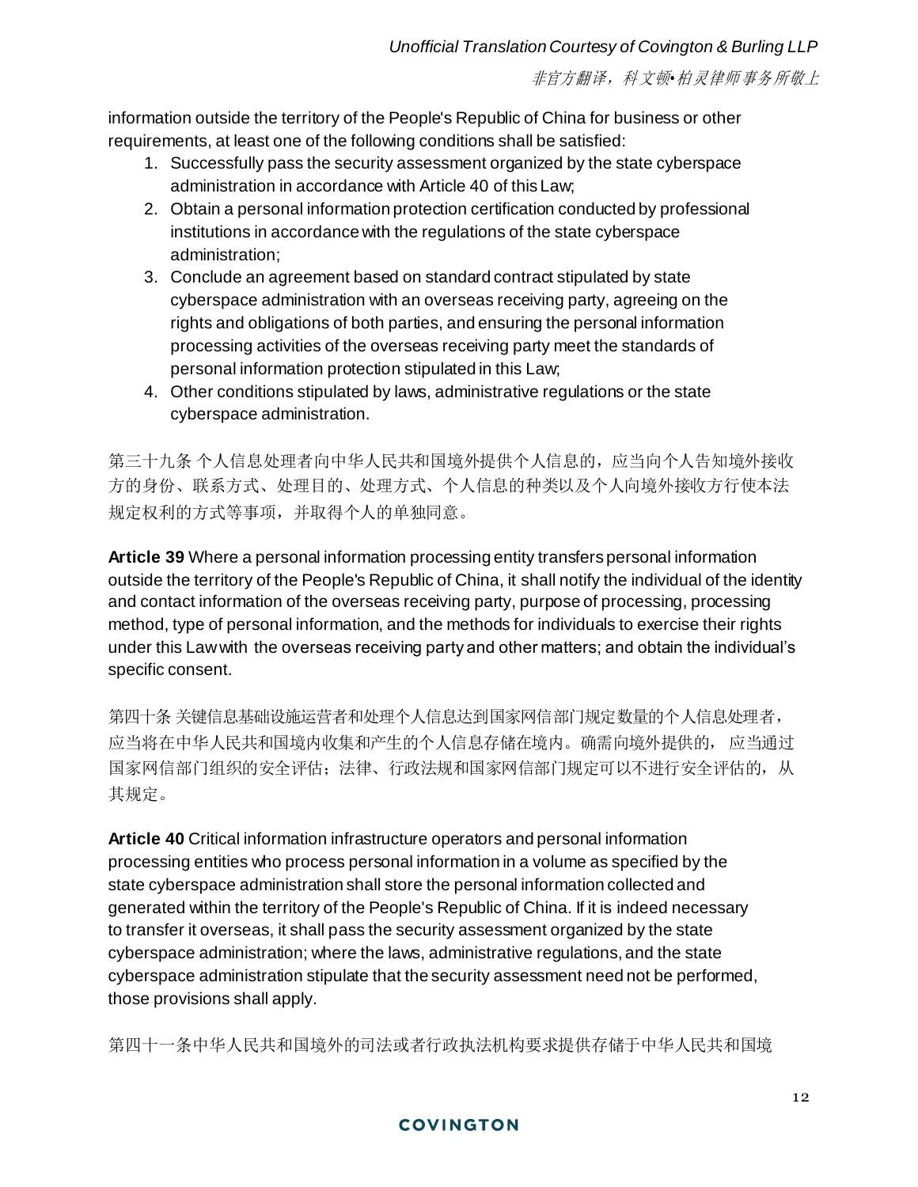information outside the territory of the People's Republic of China for business or other requirements, at least one of the following conditions shall be satisfied:

1. Successfully pass the security assessment organized by the state cyberspace administration in accordance with Article 40 of this Law;
2. Obtain a personal information protection certification conducted by professional institutions in accordance with the regulations of the state cyberspace administration;
3. Conclude an agreement based on standard contract stipulated by state cyberspace administration with an overseas receiving party, agreeing on the rights and obligations of both parties, and ensuring the personal information processing activities of the overseas receiving party meet the standards of personal information protection stipulated in this Law;
4. Other conditions stipulated by laws, administrative regulations or the state cyberspace administration.

第三十九条 个人信息处理者向中华人民共和国境外提供个人信息的，应当向个人告知境外接收方的身份、联系方式、处理目的、处理方式、个人信息的种类以及个人向境外接收方行使本法规定权利的方式等事项，并取得个人的单独同意。

**Article 39** Where a personal information processing entity transfers personal information outside the territory of the People's Republic of China, it shall notify the individual of the identity and contact information of the overseas receiving party, purpose of processing, processing method, type of personal information, and the methods for individuals to exercise their rights under this Law with the overseas receiving party and other matters; and obtain the individual's specific consent.

第四十条 关键信息基础设施运营者和处理个人信息达到国家网信部门规定数量的个人信息处理者，应当将在中华人民共和国境内收集和产生的个人信息存储在境内。确需向境外提供的，应当通过国家网信部门组织的安全评估；法律、行政法规和国家网信部门规定可以不进行安全评估的，从其规定。

**Article 40** Critical information infrastructure operators and personal information processing entities who process personal information in a volume as specified by the state cyberspace administration shall store the personal information collected and generated within the territory of the People's Republic of China. If it is indeed necessary to transfer it overseas, it shall pass the security assessment organized by the state cyberspace administration; where the laws, administrative regulations, and the state cyberspace administration stipulate that the security assessment need not be performed, those provisions shall apply.

第四十一条中华人民共和国境外的司法或者行政执法机构要求提供存储于中华人民共和国境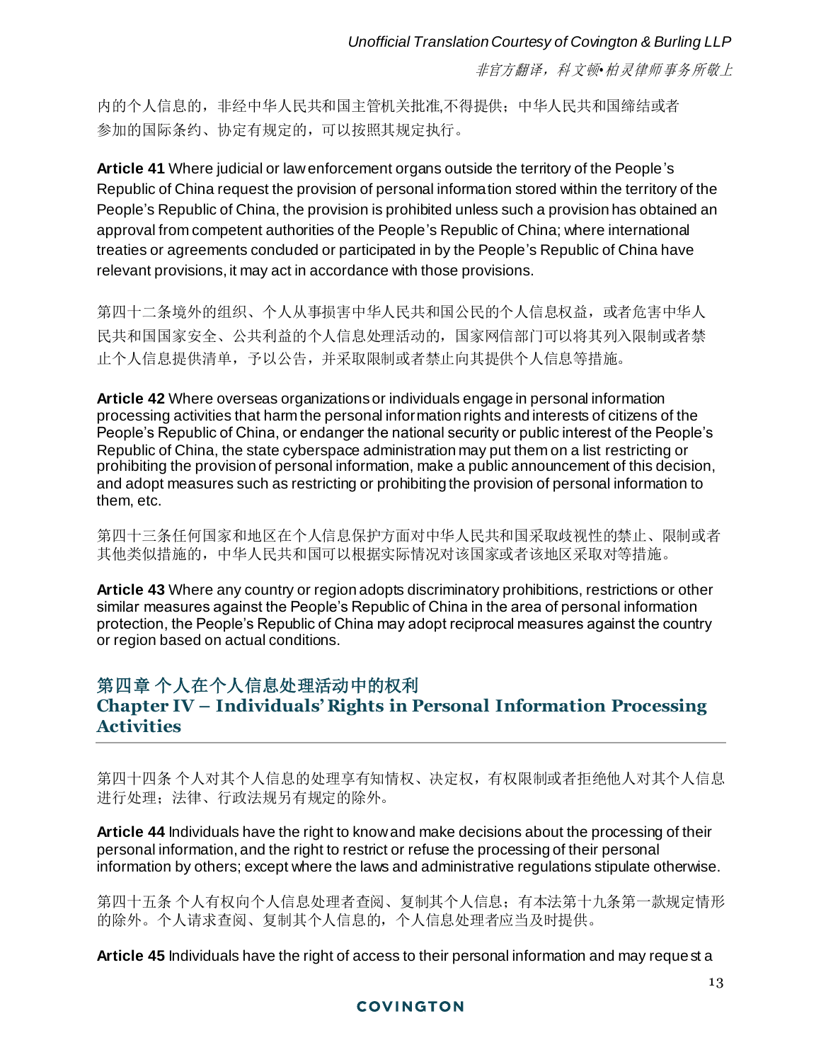内的个人信息的，非经中华人民共和国主管机关批准,不得提供；中华人民共和国缔结或者参加的国际条约、协定有规定的，可以按照其规定执行。

**Article 41** Where judicial or law enforcement organs outside the territory of the People's Republic of China request the provision of personal information stored within the territory of the People's Republic of China, the provision is prohibited unless such a provision has obtained an approval from competent authorities of the People's Republic of China; where international treaties or agreements concluded or participated in by the People's Republic of China have relevant provisions, it may act in accordance with those provisions.

第四十二条境外的组织、个人从事损害中华人民共和国公民的个人信息权益，或者危害中华人民共和国国家安全、公共利益的个人信息处理活动的，国家网信部门可以将其列入限制或者禁止个人信息提供清单，予以公告，并采取限制或者禁止向其提供个人信息等措施。

**Article 42** Where overseas organizations or individuals engage in personal information processing activities that harm the personal information rights and interests of citizens of the People's Republic of China, or endanger the national security or public interest of the People's Republic of China, the state cyberspace administration may put them on a list restricting or prohibiting the provision of personal information, make a public announcement of this decision, and adopt measures such as restricting or prohibiting the provision of personal information to them, etc.

第四十三条任何国家和地区在个人信息保护方面对中华人民共和国采取歧视性的禁止、限制或者其他类似措施的，中华人民共和国可以根据实际情况对该国家或者该地区采取对等措施。

**Article 43** Where any country or region adopts discriminatory prohibitions, restrictions or other similar measures against the People's Republic of China in the area of personal information protection, the People's Republic of China may adopt reciprocal measures against the country or region based on actual conditions.

## 第四章 个人在个人信息处理活动中的权利
## Chapter IV – Individuals' Rights in Personal Information Processing Activities

第四十四条 个人对其个人信息的处理享有知情权、决定权，有权限制或者拒绝他人对其个人信息进行处理；法律、行政法规另有规定的除外。

**Article 44** Individuals have the right to know and make decisions about the processing of their personal information, and the right to restrict or refuse the processing of their personal information by others; except where the laws and administrative regulations stipulate otherwise.

第四十五条 个人有权向个人信息处理者查阅、复制其个人信息；有本法第十九条第一款规定情形的除外。个人请求查阅、复制其个人信息的，个人信息处理者应当及时提供。

**Article 45** Individuals have the right of access to their personal information and may request a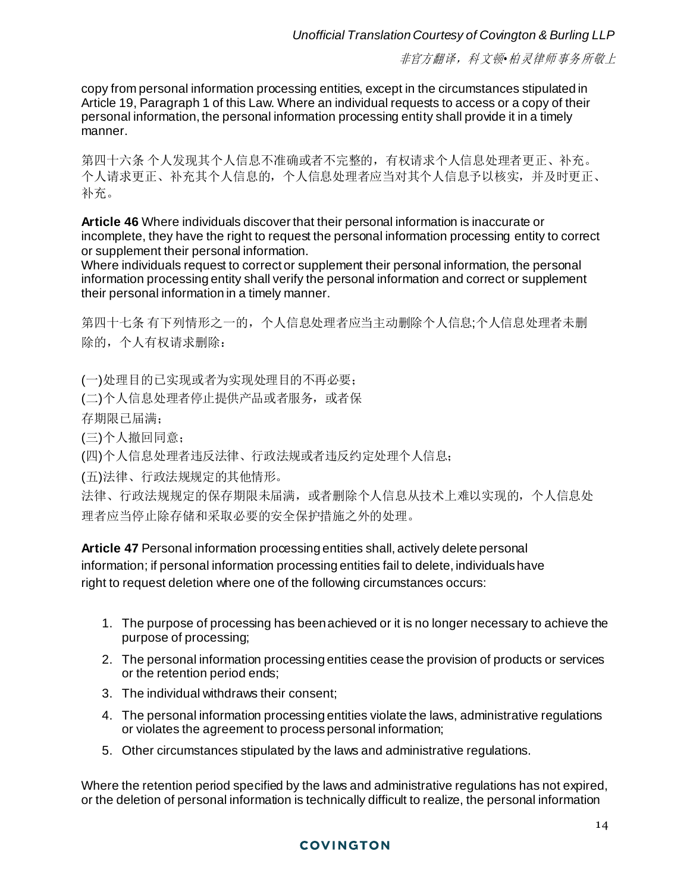copy from personal information processing entities, except in the circumstances stipulated in Article 19, Paragraph 1 of this Law. Where an individual requests to access or a copy of their personal information, the personal information processing entity shall provide it in a timely manner.

第四十六条 个人发现其个人信息不准确或者不完整的，有权请求个人信息处理者更正、补充。个人请求更正、补充其个人信息的，个人信息处理者应当对其个人信息予以核实，并及时更正、补充。

**Article 46** Where individuals discover that their personal information is inaccurate or incomplete, they have the right to request the personal information processing entity to correct or supplement their personal information.
Where individuals request to correct or supplement their personal information, the personal information processing entity shall verify the personal information and correct or supplement their personal information in a timely manner.

第四十七条 有下列情形之一的，个人信息处理者应当主动删除个人信息;个人信息处理者未删除的，个人有权请求删除：

(一)处理目的已实现或者为实现处理目的不再必要；

(二)个人信息处理者停止提供产品或者服务，或者保存期限已届满；

(三)个人撤回同意；

(四)个人信息处理者违反法律、行政法规或者违反约定处理个人信息；

(五)法律、行政法规规定的其他情形。

法律、行政法规规定的保存期限未届满，或者删除个人信息从技术上难以实现的，个人信息处理者应当停止除存储和采取必要的安全保护措施之外的处理。

**Article 47** Personal information processing entities shall, actively delete personal information; if personal information processing entities fail to delete, individuals have right to request deletion where one of the following circumstances occurs:

1. The purpose of processing has been achieved or it is no longer necessary to achieve the purpose of processing;
2. The personal information processing entities cease the provision of products or services or the retention period ends;
3. The individual withdraws their consent;
4. The personal information processing entities violate the laws, administrative regulations or violates the agreement to process personal information;
5. Other circumstances stipulated by the laws and administrative regulations.

Where the retention period specified by the laws and administrative regulations has not expired, or the deletion of personal information is technically difficult to realize, the personal information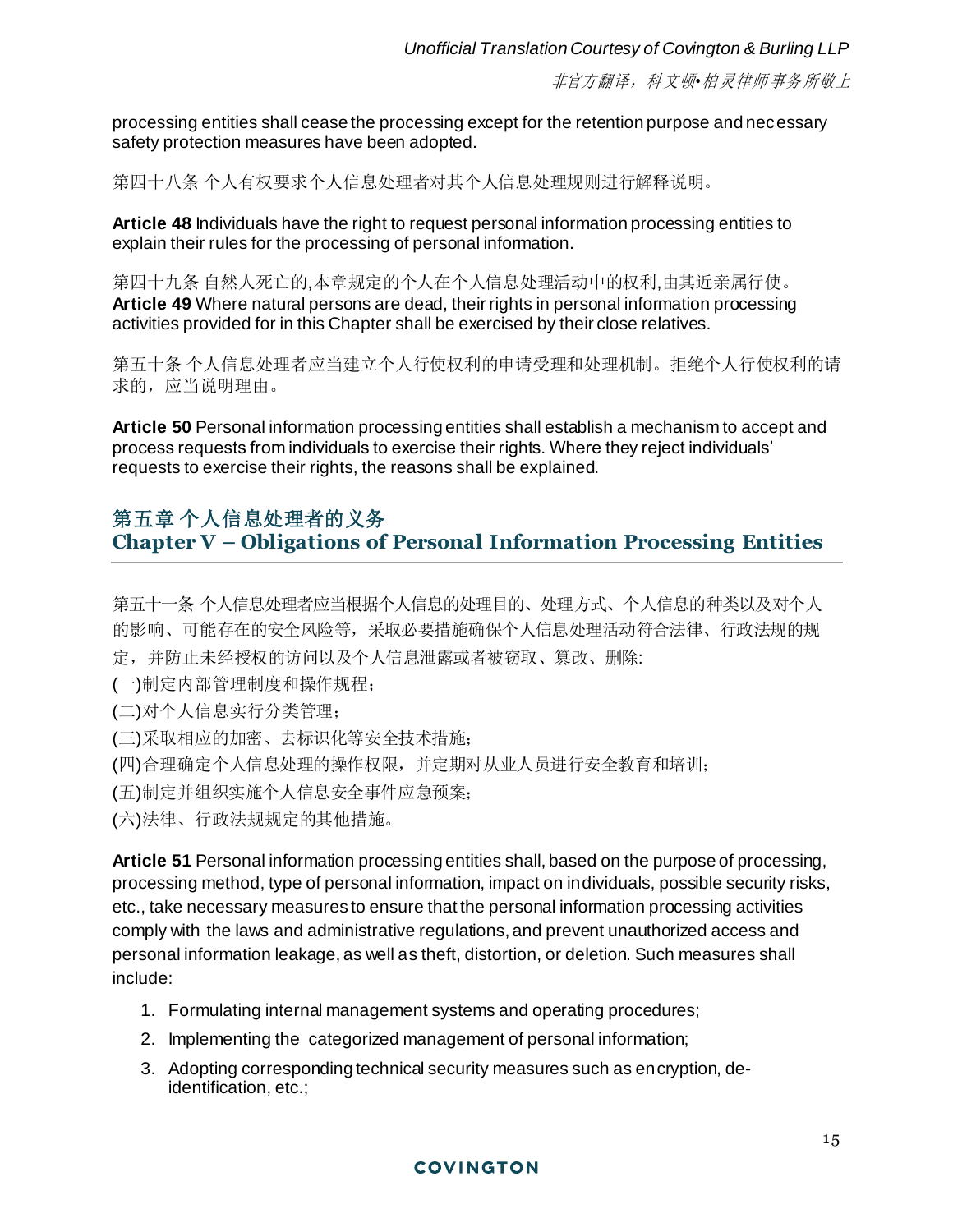processing entities shall cease the processing except for the retention purpose and necessary safety protection measures have been adopted.

第四十八条 个人有权要求个人信息处理者对其个人信息处理规则进行解释说明。

**Article 48** Individuals have the right to request personal information processing entities to explain their rules for the processing of personal information.

第四十九条 自然人死亡的,本章规定的个人在个人信息处理活动中的权利,由其近亲属行使。
**Article 49** Where natural persons are dead, their rights in personal information processing activities provided for in this Chapter shall be exercised by their close relatives.

第五十条 个人信息处理者应当建立个人行使权利的申请受理和处理机制。拒绝个人行使权利的请求的，应当说明理由。

**Article 50** Personal information processing entities shall establish a mechanism to accept and process requests from individuals to exercise their rights. Where they reject individuals' requests to exercise their rights, the reasons shall be explained.

## 第五章 个人信息处理者的义务
## Chapter V – Obligations of Personal Information Processing Entities

第五十一条 个人信息处理者应当根据个人信息的处理目的、处理方式、个人信息的种类以及对个人的影响、可能存在的安全风险等，采取必要措施确保个人信息处理活动符合法律、行政法规的规定，并防止未经授权的访问以及个人信息泄露或者被窃取、篡改、删除:
(一)制定内部管理制度和操作规程；
(二)对个人信息实行分类管理；
(三)采取相应的加密、去标识化等安全技术措施；
(四)合理确定个人信息处理的操作权限，并定期对从业人员进行安全教育和培训；
(五)制定并组织实施个人信息安全事件应急预案；
(六)法律、行政法规规定的其他措施。

**Article 51** Personal information processing entities shall, based on the purpose of processing, processing method, type of personal information, impact on individuals, possible security risks, etc., take necessary measures to ensure that the personal information processing activities comply with the laws and administrative regulations, and prevent unauthorized access and personal information leakage, as well as theft, distortion, or deletion. Such measures shall include:

1. Formulating internal management systems and operating procedures;
2. Implementing the categorized management of personal information;
3. Adopting corresponding technical security measures such as encryption, de-identification, etc.;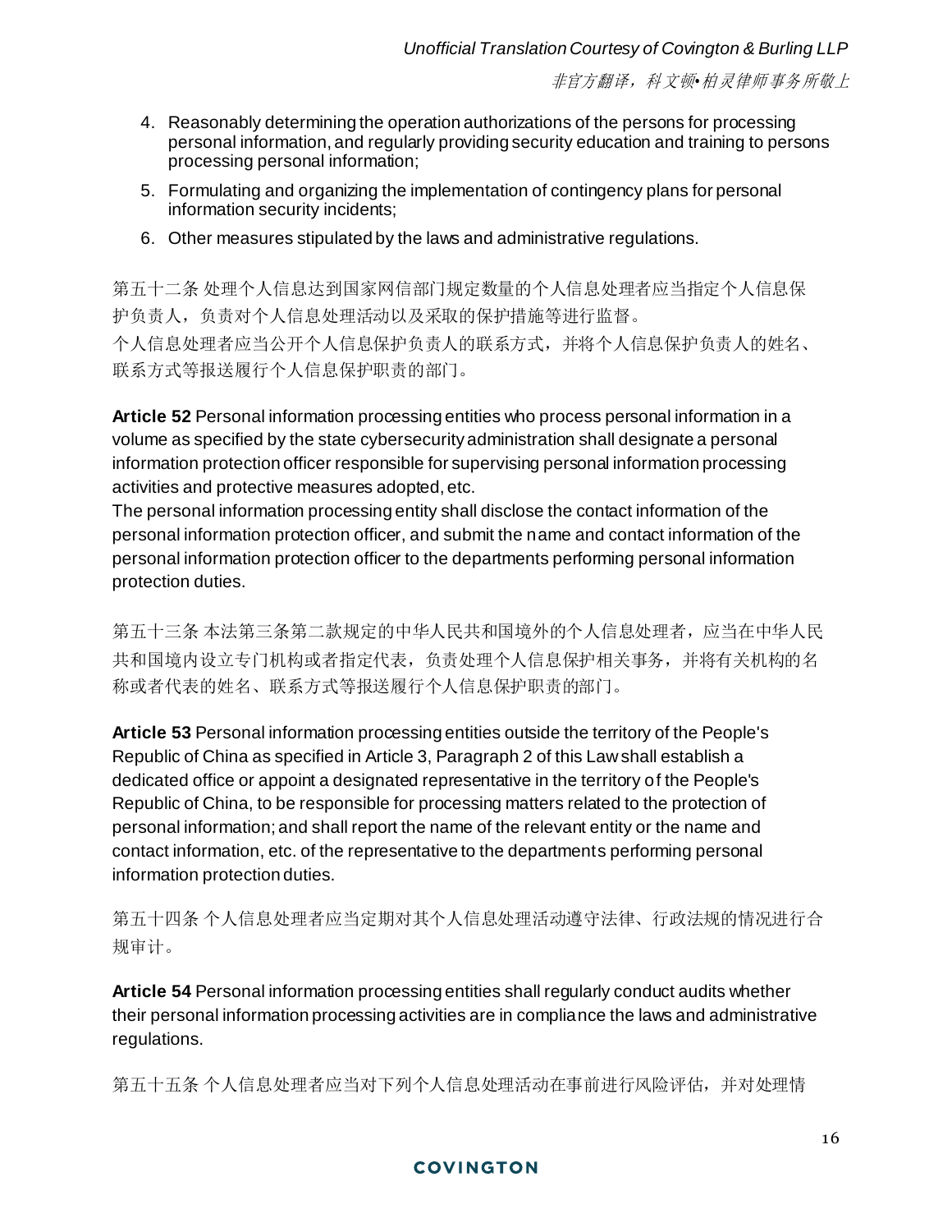4. Reasonably determining the operation authorizations of the persons for processing personal information, and regularly providing security education and training to persons processing personal information;
5. Formulating and organizing the implementation of contingency plans for personal information security incidents;
6. Other measures stipulated by the laws and administrative regulations.

第五十二条 处理个人信息达到国家网信部门规定数量的个人信息处理者应当指定个人信息保护负责人，负责对个人信息处理活动以及采取的保护措施等进行监督。
个人信息处理者应当公开个人信息保护负责人的联系方式，并将个人信息保护负责人的姓名、联系方式等报送履行个人信息保护职责的部门。

**Article 52** Personal information processing entities who process personal information in a volume as specified by the state cybersecurity administration shall designate a personal information protection officer responsible for supervising personal information processing activities and protective measures adopted, etc.
The personal information processing entity shall disclose the contact information of the personal information protection officer, and submit the name and contact information of the personal information protection officer to the departments performing personal information protection duties.

第五十三条 本法第三条第二款规定的中华人民共和国境外的个人信息处理者，应当在中华人民共和国境内设立专门机构或者指定代表，负责处理个人信息保护相关事务，并将有关机构的名称或者代表的姓名、联系方式等报送履行个人信息保护职责的部门。

**Article 53** Personal information processing entities outside the territory of the People's Republic of China as specified in Article 3, Paragraph 2 of this Law shall establish a dedicated office or appoint a designated representative in the territory of the People's Republic of China, to be responsible for processing matters related to the protection of personal information; and shall report the name of the relevant entity or the name and contact information, etc. of the representative to the departments performing personal information protection duties.

第五十四条 个人信息处理者应当定期对其个人信息处理活动遵守法律、行政法规的情况进行合规审计。

**Article 54** Personal information processing entities shall regularly conduct audits whether their personal information processing activities are in compliance the laws and administrative regulations.

第五十五条 个人信息处理者应当对下列个人信息处理活动在事前进行风险评估，并对处理情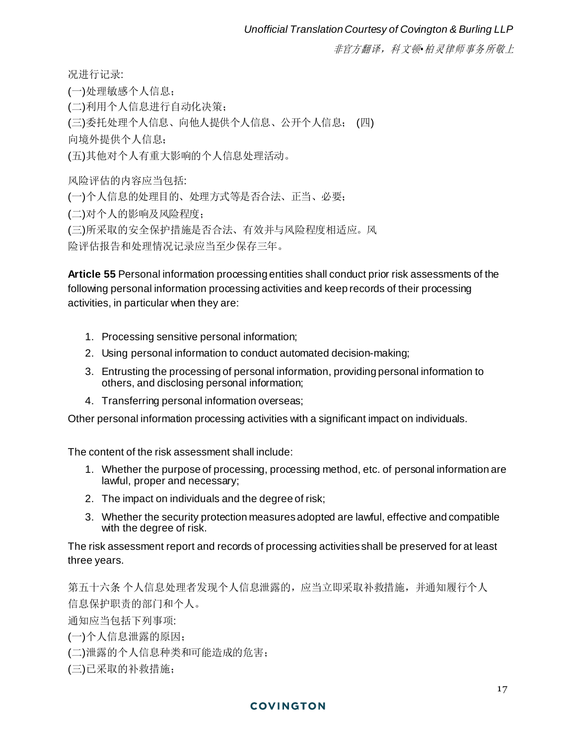况进行记录:

(一)处理敏感个人信息;

(二)利用个人信息进行自动化决策;

(三)委托处理个人信息、向他人提供个人信息、公开个人信息; (四)
向境外提供个人信息;

(五)其他对个人有重大影响的个人信息处理活动。

风险评估的内容应当包括:

(一)个人信息的处理目的、处理方式等是否合法、正当、必要;

(二)对个人的影响及风险程度;

(三)所采取的安全保护措施是否合法、有效并与风险程度相适应。风
险评估报告和处理情况记录应当至少保存三年。

**Article 55** Personal information processing entities shall conduct prior risk assessments of the following personal information processing activities and keep records of their processing activities, in particular when they are:

1. Processing sensitive personal information;
2. Using personal information to conduct automated decision-making;
3. Entrusting the processing of personal information, providing personal information to others, and disclosing personal information;
4. Transferring personal information overseas;

Other personal information processing activities with a significant impact on individuals.

The content of the risk assessment shall include:

1. Whether the purpose of processing, processing method, etc. of personal information are lawful, proper and necessary;
2. The impact on individuals and the degree of risk;
3. Whether the security protection measures adopted are lawful, effective and compatible with the degree of risk.

The risk assessment report and records of processing activities shall be preserved for at least three years.

第五十六条 个人信息处理者发现个人信息泄露的，应当立即采取补救措施，并通知履行个人信息保护职责的部门和个人。

通知应当包括下列事项:

(一)个人信息泄露的原因;

(二)泄露的个人信息种类和可能造成的危害;

(三)已采取的补救措施;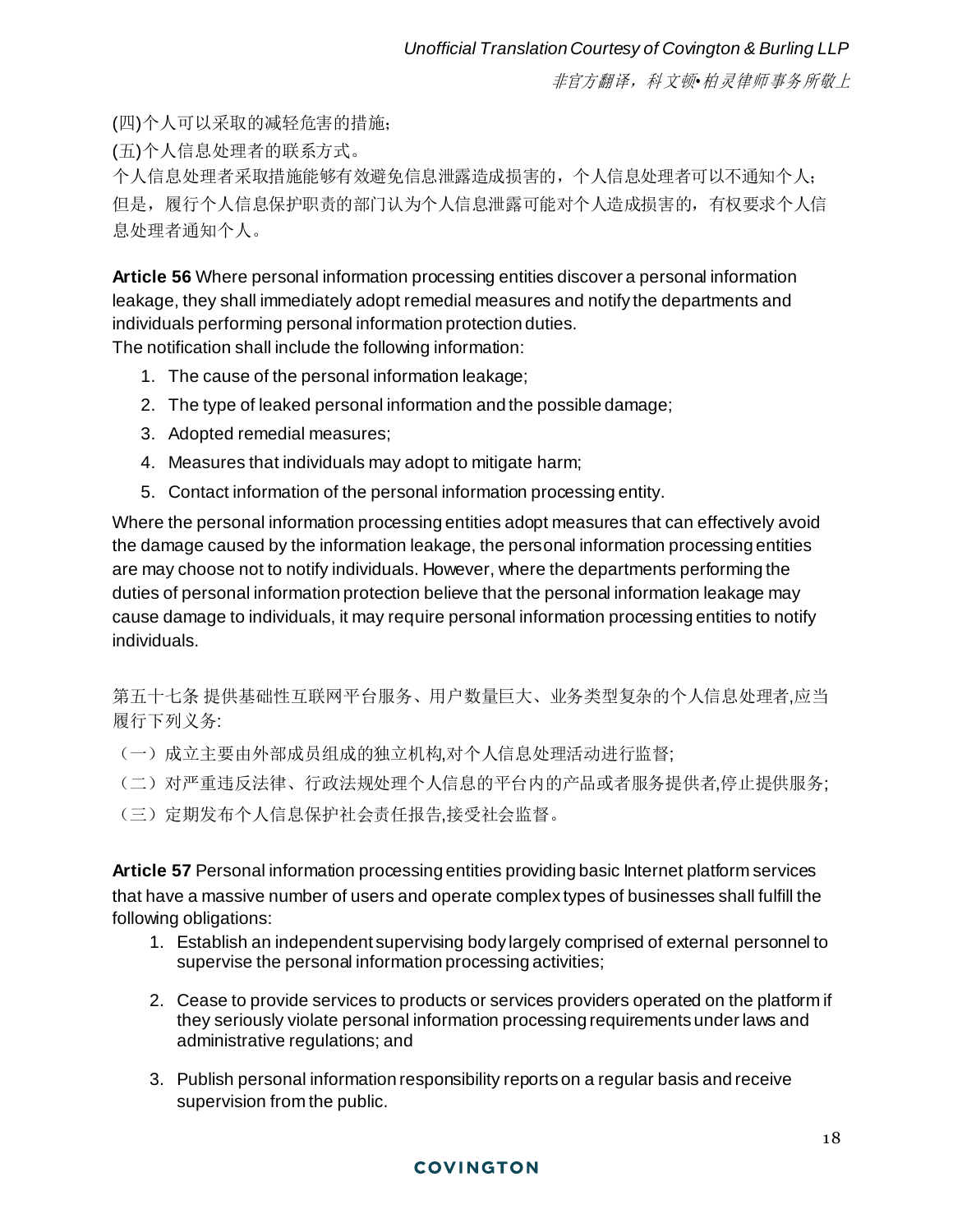(四)个人可以采取的减轻危害的措施;

(五)个人信息处理者的联系方式。

个人信息处理者采取措施能够有效避免信息泄露造成损害的，个人信息处理者可以不通知个人；但是，履行个人信息保护职责的部门认为个人信息泄露可能对个人造成损害的，有权要求个人信息处理者通知个人。

**Article 56** Where personal information processing entities discover a personal information leakage, they shall immediately adopt remedial measures and notify the departments and individuals performing personal information protection duties.
The notification shall include the following information:

1. The cause of the personal information leakage;
2. The type of leaked personal information and the possible damage;
3. Adopted remedial measures;
4. Measures that individuals may adopt to mitigate harm;
5. Contact information of the personal information processing entity.

Where the personal information processing entities adopt measures that can effectively avoid the damage caused by the information leakage, the personal information processing entities are may choose not to notify individuals. However, where the departments performing the duties of personal information protection believe that the personal information leakage may cause damage to individuals, it may require personal information processing entities to notify individuals.

第五十七条 提供基础性互联网平台服务、用户数量巨大、业务类型复杂的个人信息处理者,应当履行下列义务:

（一）成立主要由外部成员组成的独立机构,对个人信息处理活动进行监督;

（二）对严重违反法律、行政法规处理个人信息的平台内的产品或者服务提供者,停止提供服务;

（三）定期发布个人信息保护社会责任报告,接受社会监督。

**Article 57** Personal information processing entities providing basic Internet platform services that have a massive number of users and operate complex types of businesses shall fulfill the following obligations:

1. Establish an independent supervising body largely comprised of external personnel to supervise the personal information processing activities;
2. Cease to provide services to products or services providers operated on the platform if they seriously violate personal information processing requirements under laws and administrative regulations; and
3. Publish personal information responsibility reports on a regular basis and receive supervision from the public.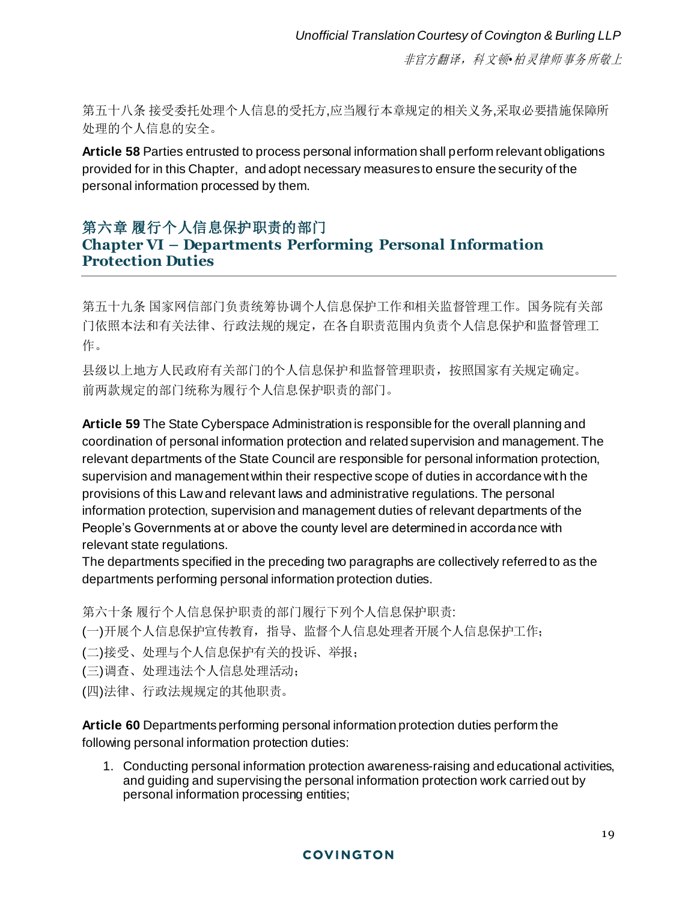第五十八条 接受委托处理个人信息的受托方,应当履行本章规定的相关义务,采取必要措施保障所处理的个人信息的安全。

**Article 58** Parties entrusted to process personal information shall perform relevant obligations provided for in this Chapter, and adopt necessary measures to ensure the security of the personal information processed by them.

## 第六章 履行个人信息保护职责的部门
## Chapter VI – Departments Performing Personal Information Protection Duties

第五十九条 国家网信部门负责统筹协调个人信息保护工作和相关监督管理工作。国务院有关部门依照本法和有关法律、行政法规的规定，在各自职责范围内负责个人信息保护和监督管理工作。

县级以上地方人民政府有关部门的个人信息保护和监督管理职责，按照国家有关规定确定。
前两款规定的部门统称为履行个人信息保护职责的部门。

**Article 59** The State Cyberspace Administration is responsible for the overall planning and coordination of personal information protection and related supervision and management. The relevant departments of the State Council are responsible for personal information protection, supervision and management within their respective scope of duties in accordance with the provisions of this Law and relevant laws and administrative regulations. The personal information protection, supervision and management duties of relevant departments of the People's Governments at or above the county level are determined in accordance with relevant state regulations.
The departments specified in the preceding two paragraphs are collectively referred to as the departments performing personal information protection duties.

第六十条 履行个人信息保护职责的部门履行下列个人信息保护职责:
(一)开展个人信息保护宣传教育，指导、监督个人信息处理者开展个人信息保护工作；
(二)接受、处理与个人信息保护有关的投诉、举报；
(三)调查、处理违法个人信息处理活动；
(四)法律、行政法规规定的其他职责。

**Article 60** Departments performing personal information protection duties perform the following personal information protection duties:

1. Conducting personal information protection awareness-raising and educational activities, and guiding and supervising the personal information protection work carried out by personal information processing entities;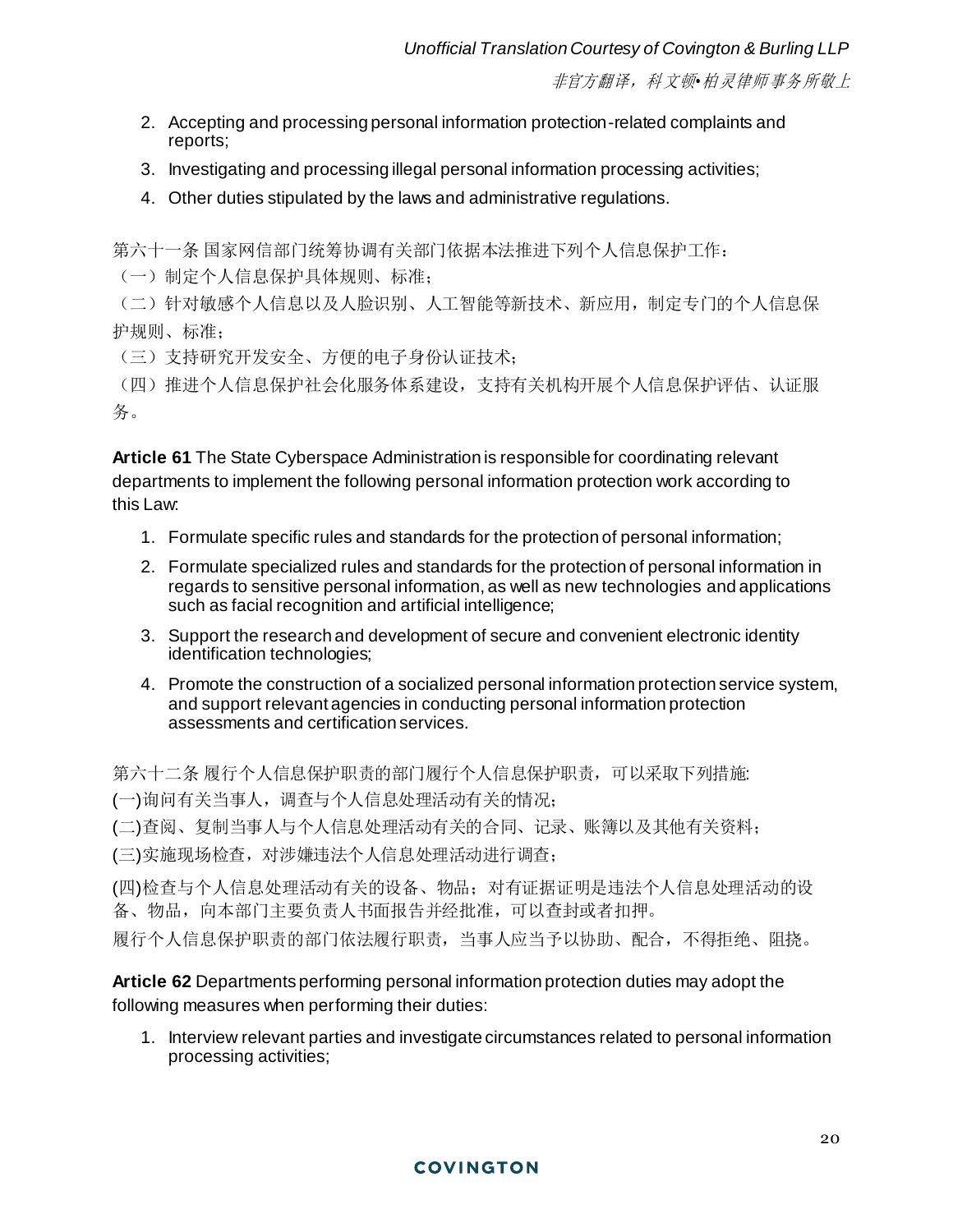2. Accepting and processing personal information protection-related complaints and reports;
3. Investigating and processing illegal personal information processing activities;
4. Other duties stipulated by the laws and administrative regulations.

第六十一条 国家网信部门统筹协调有关部门依据本法推进下列个人信息保护工作：

（一）制定个人信息保护具体规则、标准；

（二）针对敏感个人信息以及人脸识别、人工智能等新技术、新应用，制定专门的个人信息保护规则、标准；

（三）支持研究开发安全、方便的电子身份认证技术；

（四）推进个人信息保护社会化服务体系建设，支持有关机构开展个人信息保护评估、认证服务。

**Article 61** The State Cyberspace Administration is responsible for coordinating relevant departments to implement the following personal information protection work according to this Law:

1. Formulate specific rules and standards for the protection of personal information;
2. Formulate specialized rules and standards for the protection of personal information in regards to sensitive personal information, as well as new technologies and applications such as facial recognition and artificial intelligence;
3. Support the research and development of secure and convenient electronic identity identification technologies;
4. Promote the construction of a socialized personal information protection service system, and support relevant agencies in conducting personal information protection assessments and certification services.

第六十二条 履行个人信息保护职责的部门履行个人信息保护职责，可以采取下列措施:

(一)询问有关当事人，调查与个人信息处理活动有关的情况；

(二)查阅、复制当事人与个人信息处理活动有关的合同、记录、账簿以及其他有关资料；

(三)实施现场检查，对涉嫌违法个人信息处理活动进行调查；

(四)检查与个人信息处理活动有关的设备、物品；对有证据证明是违法个人信息处理活动的设备、物品，向本部门主要负责人书面报告并经批准，可以查封或者扣押。

履行个人信息保护职责的部门依法履行职责，当事人应当予以协助、配合，不得拒绝、阻挠。

**Article 62** Departments performing personal information protection duties may adopt the following measures when performing their duties:

1. Interview relevant parties and investigate circumstances related to personal information processing activities;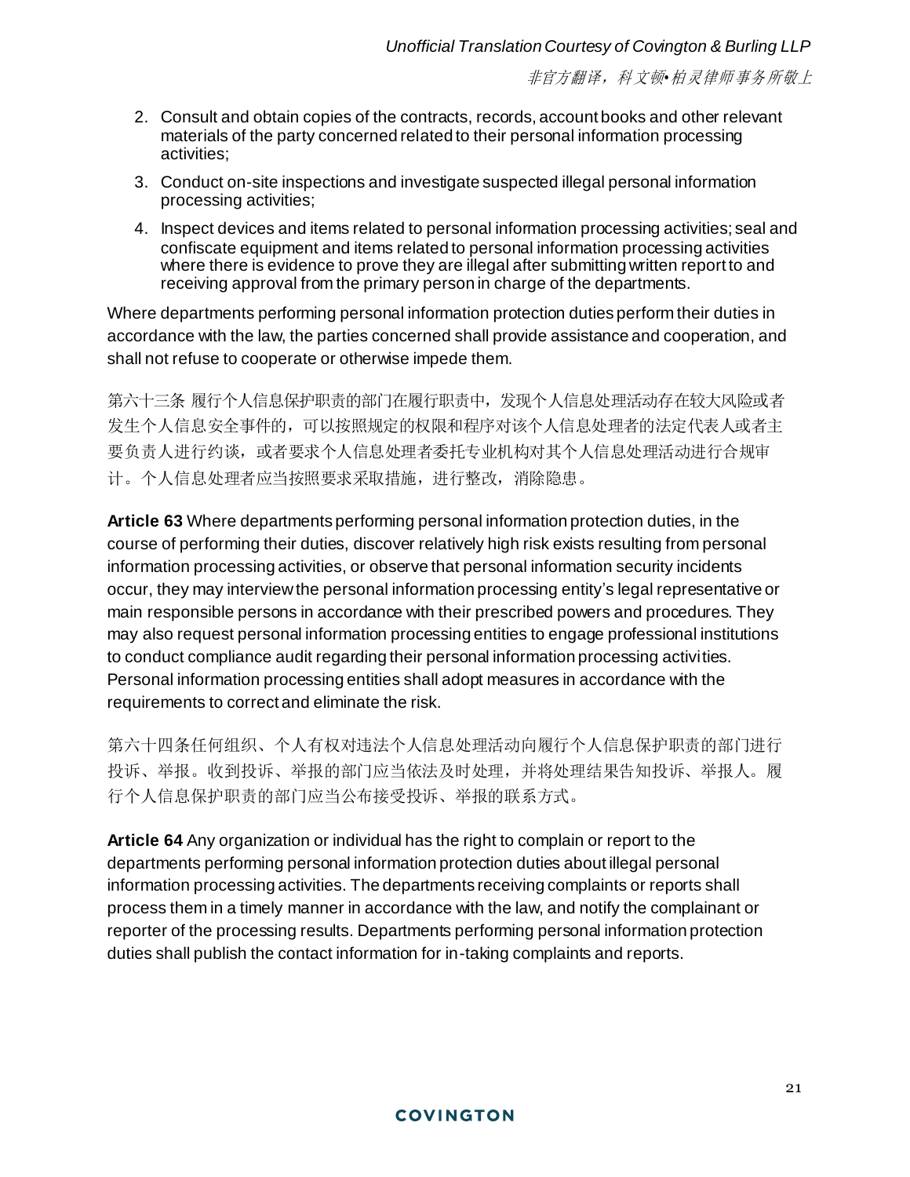2. Consult and obtain copies of the contracts, records, account books and other relevant materials of the party concerned related to their personal information processing activities;
3. Conduct on-site inspections and investigate suspected illegal personal information processing activities;
4. Inspect devices and items related to personal information processing activities; seal and confiscate equipment and items related to personal information processing activities where there is evidence to prove they are illegal after submitting written report to and receiving approval from the primary person in charge of the departments.

Where departments performing personal information protection duties perform their duties in accordance with the law, the parties concerned shall provide assistance and cooperation, and shall not refuse to cooperate or otherwise impede them.

第六十三条 履行个人信息保护职责的部门在履行职责中，发现个人信息处理活动存在较大风险或者发生个人信息安全事件的，可以按照规定的权限和程序对该个人信息处理者的法定代表人或者主要负责人进行约谈，或者要求个人信息处理者委托专业机构对其个人信息处理活动进行合规审计。个人信息处理者应当按照要求采取措施，进行整改，消除隐患。

**Article 63** Where departments performing personal information protection duties, in the course of performing their duties, discover relatively high risk exists resulting from personal information processing activities, or observe that personal information security incidents occur, they may interview the personal information processing entity's legal representative or main responsible persons in accordance with their prescribed powers and procedures. They may also request personal information processing entities to engage professional institutions to conduct compliance audit regarding their personal information processing activities. Personal information processing entities shall adopt measures in accordance with the requirements to correct and eliminate the risk.

第六十四条任何组织、个人有权对违法个人信息处理活动向履行个人信息保护职责的部门进行投诉、举报。收到投诉、举报的部门应当依法及时处理，并将处理结果告知投诉、举报人。履行个人信息保护职责的部门应当公布接受投诉、举报的联系方式。

**Article 64** Any organization or individual has the right to complain or report to the departments performing personal information protection duties about illegal personal information processing activities. The departments receiving complaints or reports shall process them in a timely manner in accordance with the law, and notify the complainant or reporter of the processing results. Departments performing personal information protection duties shall publish the contact information for in-taking complaints and reports.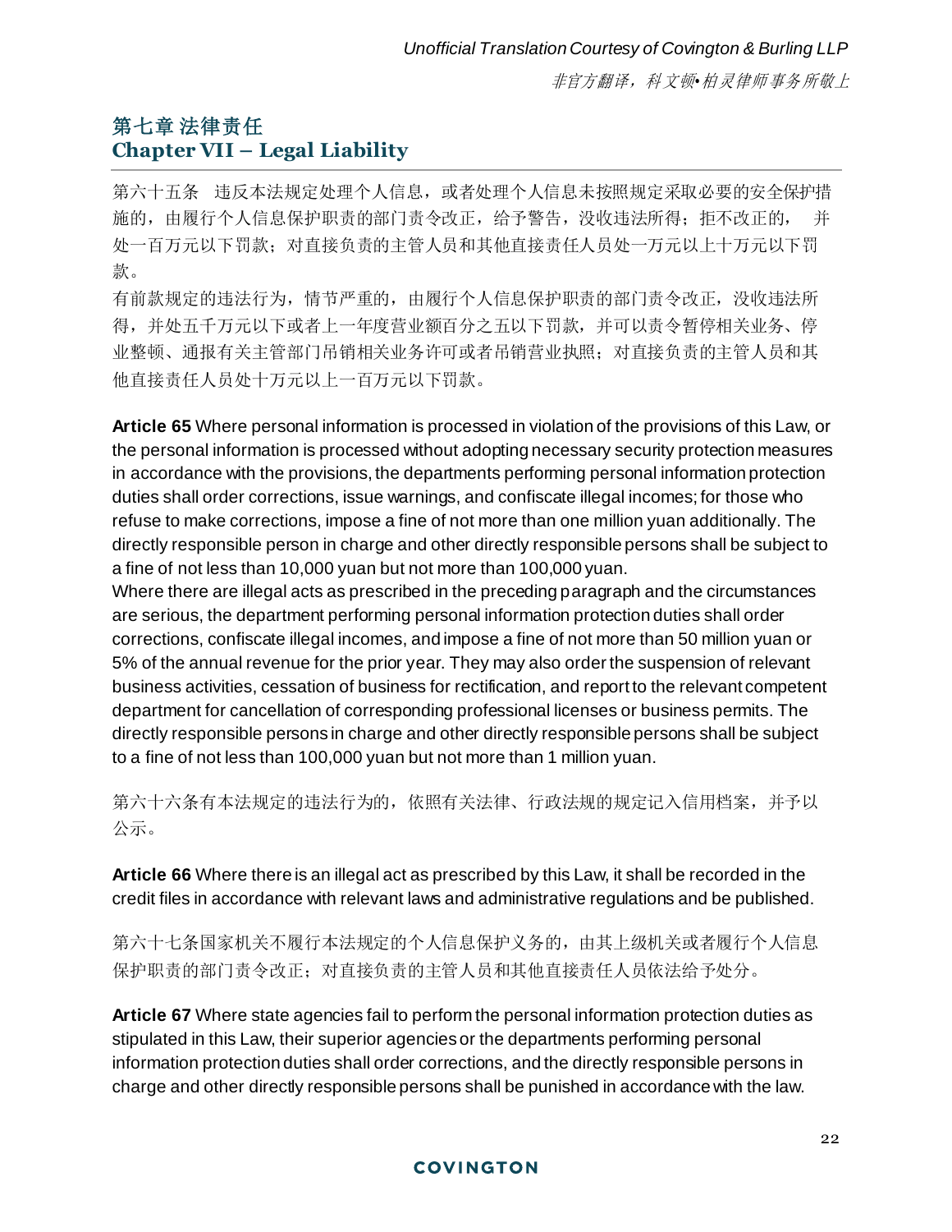## 第七章 法律责任
## Chapter VII – Legal Liability

第六十五条　违反本法规定处理个人信息，或者处理个人信息未按照规定采取必要的安全保护措施的，由履行个人信息保护职责的部门责令改正，给予警告，没收违法所得；拒不改正的，　并处一百万元以下罚款；对直接负责的主管人员和其他直接责任人员处一万元以上十万元以下罚款。

有前款规定的违法行为，情节严重的，由履行个人信息保护职责的部门责令改正，没收违法所得，并处五千万元以下或者上一年度营业额百分之五以下罚款，并可以责令暂停相关业务、停业整顿、通报有关主管部门吊销相关业务许可或者吊销营业执照；对直接负责的主管人员和其他直接责任人员处十万元以上一百万元以下罚款。

**Article 65** Where personal information is processed in violation of the provisions of this Law, or the personal information is processed without adopting necessary security protection measures in accordance with the provisions, the departments performing personal information protection duties shall order corrections, issue warnings, and confiscate illegal incomes; for those who refuse to make corrections, impose a fine of not more than one million yuan additionally. The directly responsible person in charge and other directly responsible persons shall be subject to a fine of not less than 10,000 yuan but not more than 100,000 yuan.

Where there are illegal acts as prescribed in the preceding paragraph and the circumstances are serious, the department performing personal information protection duties shall order corrections, confiscate illegal incomes, and impose a fine of not more than 50 million yuan or 5% of the annual revenue for the prior year. They may also order the suspension of relevant business activities, cessation of business for rectification, and report to the relevant competent department for cancellation of corresponding professional licenses or business permits. The directly responsible persons in charge and other directly responsible persons shall be subject to a fine of not less than 100,000 yuan but not more than 1 million yuan.

第六十六条有本法规定的违法行为的，依照有关法律、行政法规的规定记入信用档案，并予以公示。

**Article 66** Where there is an illegal act as prescribed by this Law, it shall be recorded in the credit files in accordance with relevant laws and administrative regulations and be published.

第六十七条国家机关不履行本法规定的个人信息保护义务的，由其上级机关或者履行个人信息保护职责的部门责令改正；对直接负责的主管人员和其他直接责任人员依法给予处分。

**Article 67** Where state agencies fail to perform the personal information protection duties as stipulated in this Law, their superior agencies or the departments performing personal information protection duties shall order corrections, and the directly responsible persons in charge and other directly responsible persons shall be punished in accordance with the law.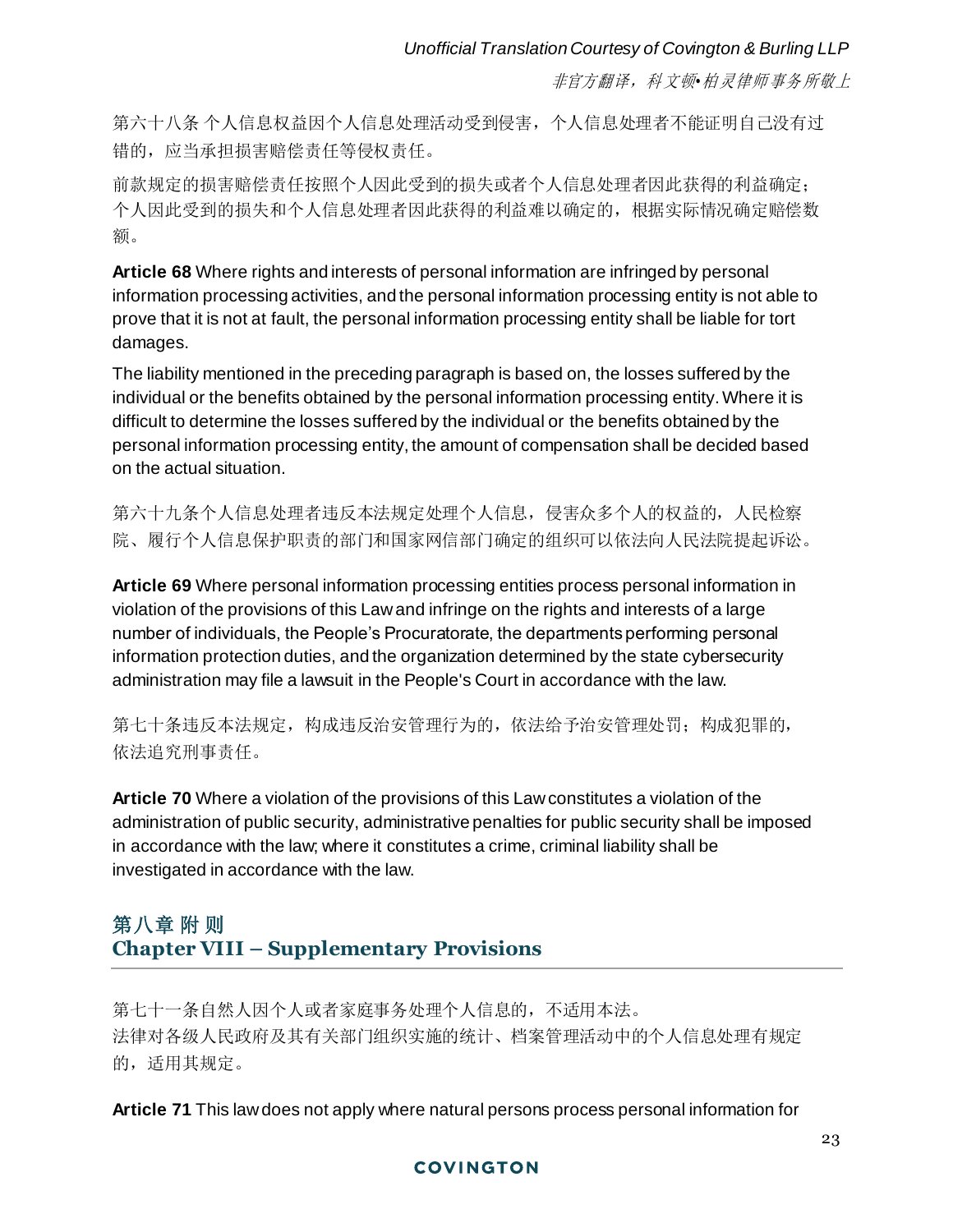第六十八条 个人信息权益因个人信息处理活动受到侵害，个人信息处理者不能证明自己没有过错的，应当承担损害赔偿责任等侵权责任。

前款规定的损害赔偿责任按照个人因此受到的损失或者个人信息处理者因此获得的利益确定；个人因此受到的损失和个人信息处理者因此获得的利益难以确定的，根据实际情况确定赔偿数额。

**Article 68** Where rights and interests of personal information are infringed by personal information processing activities, and the personal information processing entity is not able to prove that it is not at fault, the personal information processing entity shall be liable for tort damages.

The liability mentioned in the preceding paragraph is based on, the losses suffered by the individual or the benefits obtained by the personal information processing entity. Where it is difficult to determine the losses suffered by the individual or the benefits obtained by the personal information processing entity, the amount of compensation shall be decided based on the actual situation.

第六十九条个人信息处理者违反本法规定处理个人信息，侵害众多个人的权益的，人民检察院、履行个人信息保护职责的部门和国家网信部门确定的组织可以依法向人民法院提起诉讼。

**Article 69** Where personal information processing entities process personal information in violation of the provisions of this Law and infringe on the rights and interests of a large number of individuals, the People's Procuratorate, the departments performing personal information protection duties, and the organization determined by the state cybersecurity administration may file a lawsuit in the People's Court in accordance with the law.

第七十条违反本法规定，构成违反治安管理行为的，依法给予治安管理处罚；构成犯罪的，依法追究刑事责任。

**Article 70** Where a violation of the provisions of this Law constitutes a violation of the administration of public security, administrative penalties for public security shall be imposed in accordance with the law; where it constitutes a crime, criminal liability shall be investigated in accordance with the law.

## 第八章 附 则
## Chapter VIII – Supplementary Provisions

第七十一条自然人因个人或者家庭事务处理个人信息的，不适用本法。
法律对各级人民政府及其有关部门组织实施的统计、档案管理活动中的个人信息处理有规定的，适用其规定。

**Article 71** This law does not apply where natural persons process personal information for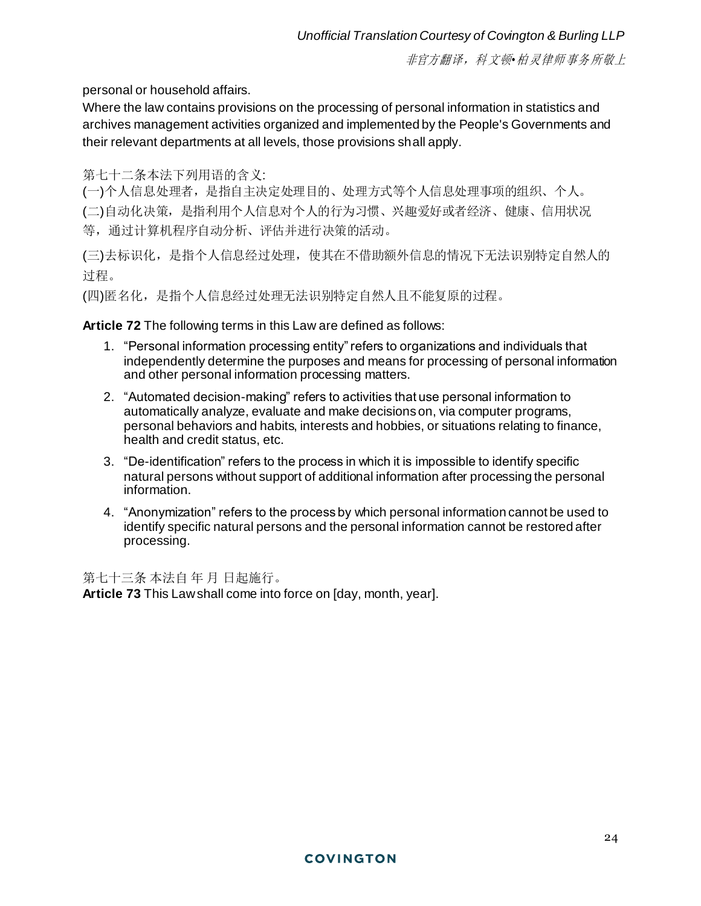personal or household affairs.

Where the law contains provisions on the processing of personal information in statistics and archives management activities organized and implemented by the People's Governments and their relevant departments at all levels, those provisions shall apply.

第七十二条本法下列用语的含义:

(一)个人信息处理者，是指自主决定处理目的、处理方式等个人信息处理事项的组织、个人。

(二)自动化决策，是指利用个人信息对个人的行为习惯、兴趣爱好或者经济、健康、信用状况等，通过计算机程序自动分析、评估并进行决策的活动。

(三)去标识化，是指个人信息经过处理，使其在不借助额外信息的情况下无法识别特定自然人的过程。

(四)匿名化，是指个人信息经过处理无法识别特定自然人且不能复原的过程。

**Article 72** The following terms in this Law are defined as follows:

1. "Personal information processing entity" refers to organizations and individuals that independently determine the purposes and means for processing of personal information and other personal information processing matters.
2. "Automated decision-making" refers to activities that use personal information to automatically analyze, evaluate and make decisions on, via computer programs, personal behaviors and habits, interests and hobbies, or situations relating to finance, health and credit status, etc.
3. "De-identification" refers to the process in which it is impossible to identify specific natural persons without support of additional information after processing the personal information.
4. "Anonymization" refers to the process by which personal information cannot be used to identify specific natural persons and the personal information cannot be restored after processing.

第七十三条 本法自 年 月 日起施行。

**Article 73** This Law shall come into force on [day, month, year].